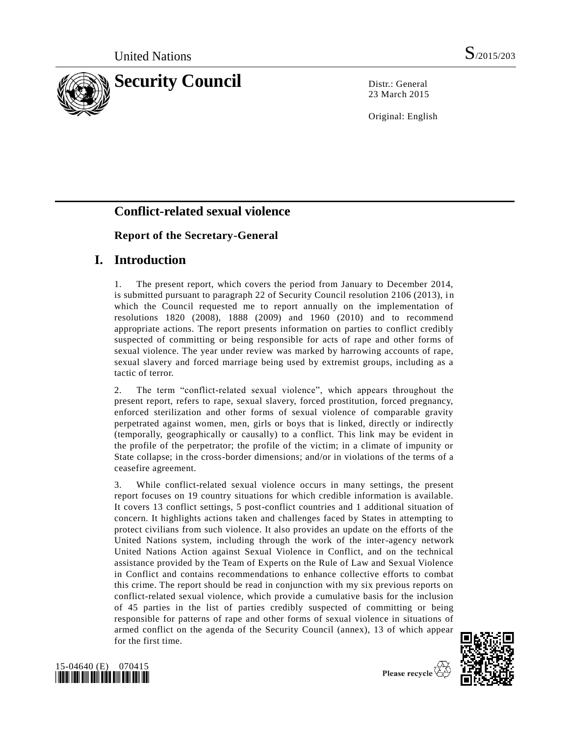United Nations S/2015/203

# Security Council

Distr.: General
23 March 2015

Original: English

## Conflict-related sexual violence

### Report of the Secretary-General

## I. Introduction

1. The present report, which covers the period from January to December 2014, is submitted pursuant to paragraph 22 of Security Council resolution 2106 (2013), in which the Council requested me to report annually on the implementation of resolutions 1820 (2008), 1888 (2009) and 1960 (2010) and to recommend appropriate actions. The report presents information on parties to conflict credibly suspected of committing or being responsible for acts of rape and other forms of sexual violence. The year under review was marked by harrowing accounts of rape, sexual slavery and forced marriage being used by extremist groups, including as a tactic of terror.

2. The term "conflict-related sexual violence", which appears throughout the present report, refers to rape, sexual slavery, forced prostitution, forced pregnancy, enforced sterilization and other forms of sexual violence of comparable gravity perpetrated against women, men, girls or boys that is linked, directly or indirectly (temporally, geographically or causally) to a conflict. This link may be evident in the profile of the perpetrator; the profile of the victim; in a climate of impunity or State collapse; in the cross-border dimensions; and/or in violations of the terms of a ceasefire agreement.

3. While conflict-related sexual violence occurs in many settings, the present report focuses on 19 country situations for which credible information is available. It covers 13 conflict settings, 5 post-conflict countries and 1 additional situation of concern. It highlights actions taken and challenges faced by States in attempting to protect civilians from such violence. It also provides an update on the efforts of the United Nations system, including through the work of the inter-agency network United Nations Action against Sexual Violence in Conflict, and on the technical assistance provided by the Team of Experts on the Rule of Law and Sexual Violence in Conflict and contains recommendations to enhance collective efforts to combat this crime. The report should be read in conjunction with my six previous reports on conflict-related sexual violence, which provide a cumulative basis for the inclusion of 45 parties in the list of parties credibly suspected of committing or being responsible for patterns of rape and other forms of sexual violence in situations of armed conflict on the agenda of the Security Council (annex), 13 of which appear for the first time.

15-04640 (E) 070415

Please recycle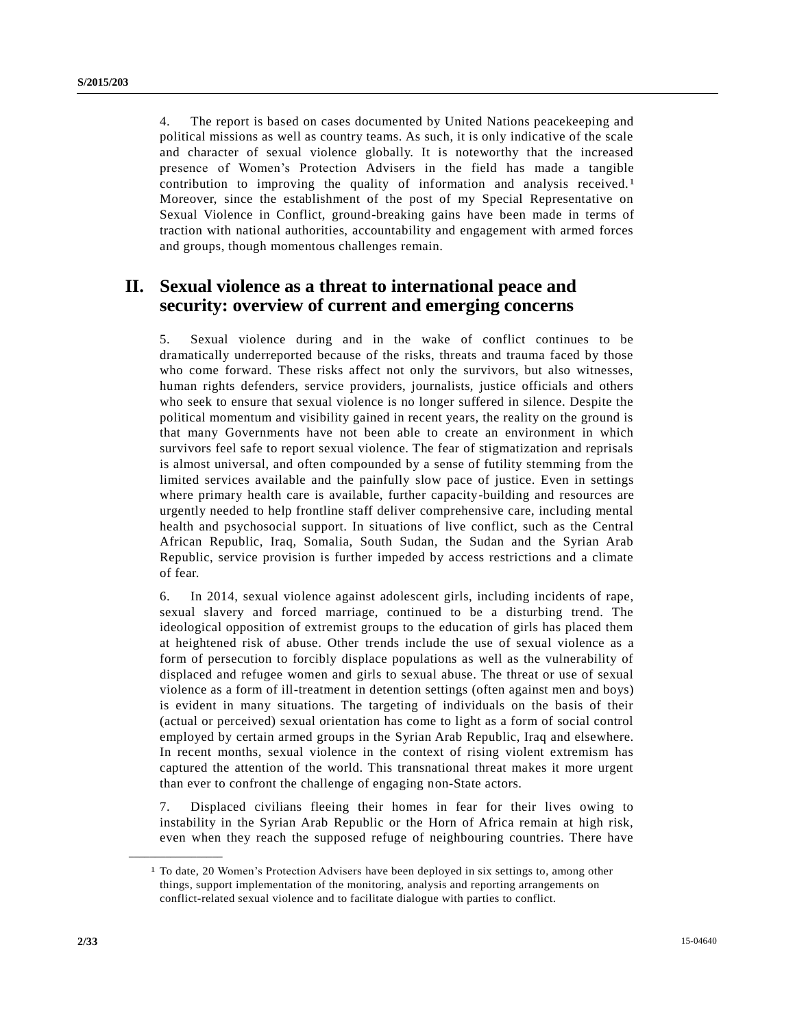4. The report is based on cases documented by United Nations peacekeeping and political missions as well as country teams. As such, it is only indicative of the scale and character of sexual violence globally. It is noteworthy that the increased presence of Women's Protection Advisers in the field has made a tangible contribution to improving the quality of information and analysis received.[1] Moreover, since the establishment of the post of my Special Representative on Sexual Violence in Conflict, ground-breaking gains have been made in terms of traction with national authorities, accountability and engagement with armed forces and groups, though momentous challenges remain.

## II. Sexual violence as a threat to international peace and security: overview of current and emerging concerns

5. Sexual violence during and in the wake of conflict continues to be dramatically underreported because of the risks, threats and trauma faced by those who come forward. These risks affect not only the survivors, but also witnesses, human rights defenders, service providers, journalists, justice officials and others who seek to ensure that sexual violence is no longer suffered in silence. Despite the political momentum and visibility gained in recent years, the reality on the ground is that many Governments have not been able to create an environment in which survivors feel safe to report sexual violence. The fear of stigmatization and reprisals is almost universal, and often compounded by a sense of futility stemming from the limited services available and the painfully slow pace of justice. Even in settings where primary health care is available, further capacity-building and resources are urgently needed to help frontline staff deliver comprehensive care, including mental health and psychosocial support. In situations of live conflict, such as the Central African Republic, Iraq, Somalia, South Sudan, the Sudan and the Syrian Arab Republic, service provision is further impeded by access restrictions and a climate of fear.

6. In 2014, sexual violence against adolescent girls, including incidents of rape, sexual slavery and forced marriage, continued to be a disturbing trend. The ideological opposition of extremist groups to the education of girls has placed them at heightened risk of abuse. Other trends include the use of sexual violence as a form of persecution to forcibly displace populations as well as the vulnerability of displaced and refugee women and girls to sexual abuse. The threat or use of sexual violence as a form of ill-treatment in detention settings (often against men and boys) is evident in many situations. The targeting of individuals on the basis of their (actual or perceived) sexual orientation has come to light as a form of social control employed by certain armed groups in the Syrian Arab Republic, Iraq and elsewhere. In recent months, sexual violence in the context of rising violent extremism has captured the attention of the world. This transnational threat makes it more urgent than ever to confront the challenge of engaging non-State actors.

7. Displaced civilians fleeing their homes in fear for their lives owing to instability in the Syrian Arab Republic or the Horn of Africa remain at high risk, even when they reach the supposed refuge of neighbouring countries. There have

---

[1] To date, 20 Women's Protection Advisers have been deployed in six settings to, among other things, support implementation of the monitoring, analysis and reporting arrangements on conflict-related sexual violence and to facilitate dialogue with parties to conflict.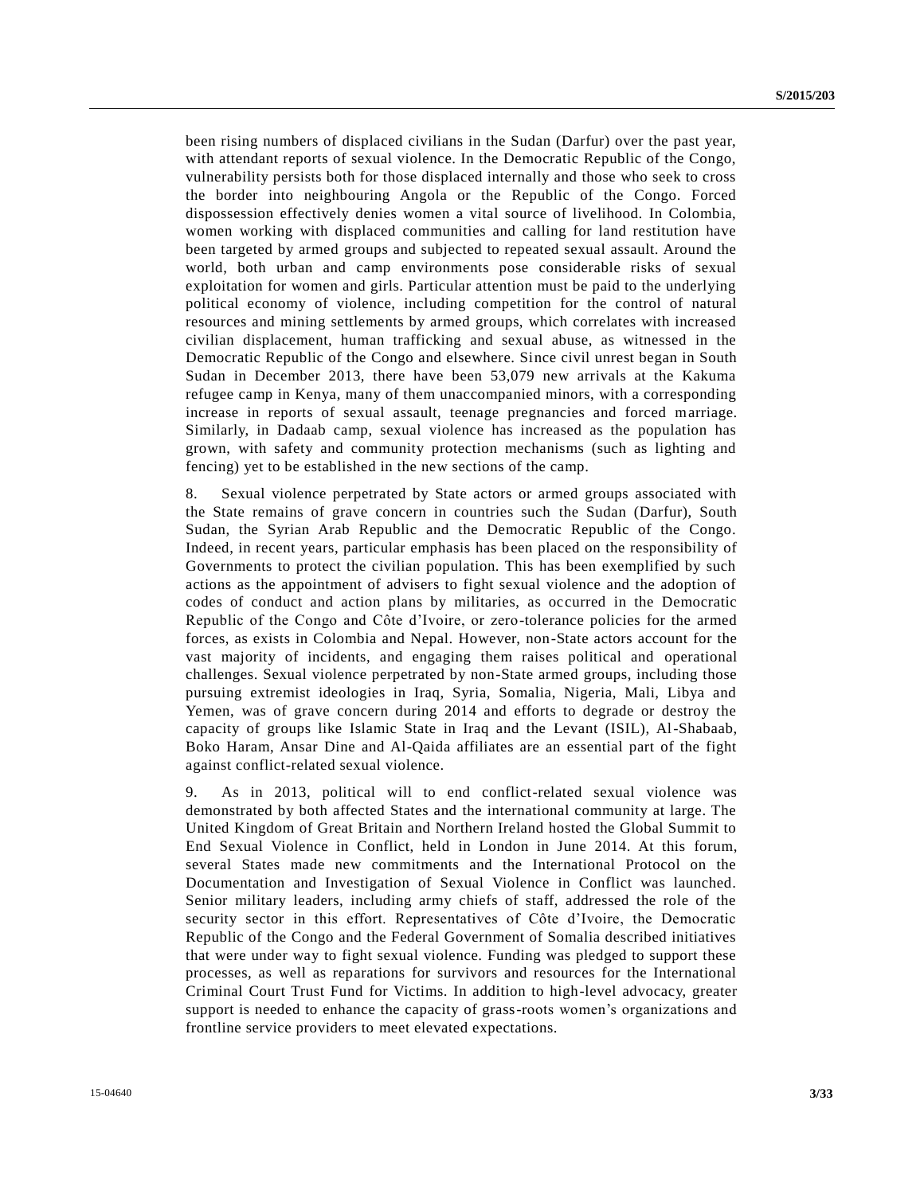been rising numbers of displaced civilians in the Sudan (Darfur) over the past year, with attendant reports of sexual violence. In the Democratic Republic of the Congo, vulnerability persists both for those displaced internally and those who seek to cross the border into neighbouring Angola or the Republic of the Congo. Forced dispossession effectively denies women a vital source of livelihood. In Colombia, women working with displaced communities and calling for land restitution have been targeted by armed groups and subjected to repeated sexual assault. Around the world, both urban and camp environments pose considerable risks of sexual exploitation for women and girls. Particular attention must be paid to the underlying political economy of violence, including competition for the control of natural resources and mining settlements by armed groups, which correlates with increased civilian displacement, human trafficking and sexual abuse, as witnessed in the Democratic Republic of the Congo and elsewhere. Since civil unrest began in South Sudan in December 2013, there have been 53,079 new arrivals at the Kakuma refugee camp in Kenya, many of them unaccompanied minors, with a corresponding increase in reports of sexual assault, teenage pregnancies and forced marriage. Similarly, in Dadaab camp, sexual violence has increased as the population has grown, with safety and community protection mechanisms (such as lighting and fencing) yet to be established in the new sections of the camp.

8. Sexual violence perpetrated by State actors or armed groups associated with the State remains of grave concern in countries such the Sudan (Darfur), South Sudan, the Syrian Arab Republic and the Democratic Republic of the Congo. Indeed, in recent years, particular emphasis has been placed on the responsibility of Governments to protect the civilian population. This has been exemplified by such actions as the appointment of advisers to fight sexual violence and the adoption of codes of conduct and action plans by militaries, as occurred in the Democratic Republic of the Congo and Côte d'Ivoire, or zero-tolerance policies for the armed forces, as exists in Colombia and Nepal. However, non-State actors account for the vast majority of incidents, and engaging them raises political and operational challenges. Sexual violence perpetrated by non-State armed groups, including those pursuing extremist ideologies in Iraq, Syria, Somalia, Nigeria, Mali, Libya and Yemen, was of grave concern during 2014 and efforts to degrade or destroy the capacity of groups like Islamic State in Iraq and the Levant (ISIL), Al-Shabaab, Boko Haram, Ansar Dine and Al-Qaida affiliates are an essential part of the fight against conflict-related sexual violence.

9. As in 2013, political will to end conflict-related sexual violence was demonstrated by both affected States and the international community at large. The United Kingdom of Great Britain and Northern Ireland hosted the Global Summit to End Sexual Violence in Conflict, held in London in June 2014. At this forum, several States made new commitments and the International Protocol on the Documentation and Investigation of Sexual Violence in Conflict was launched. Senior military leaders, including army chiefs of staff, addressed the role of the security sector in this effort. Representatives of Côte d'Ivoire, the Democratic Republic of the Congo and the Federal Government of Somalia described initiatives that were under way to fight sexual violence. Funding was pledged to support these processes, as well as reparations for survivors and resources for the International Criminal Court Trust Fund for Victims. In addition to high-level advocacy, greater support is needed to enhance the capacity of grass-roots women's organizations and frontline service providers to meet elevated expectations.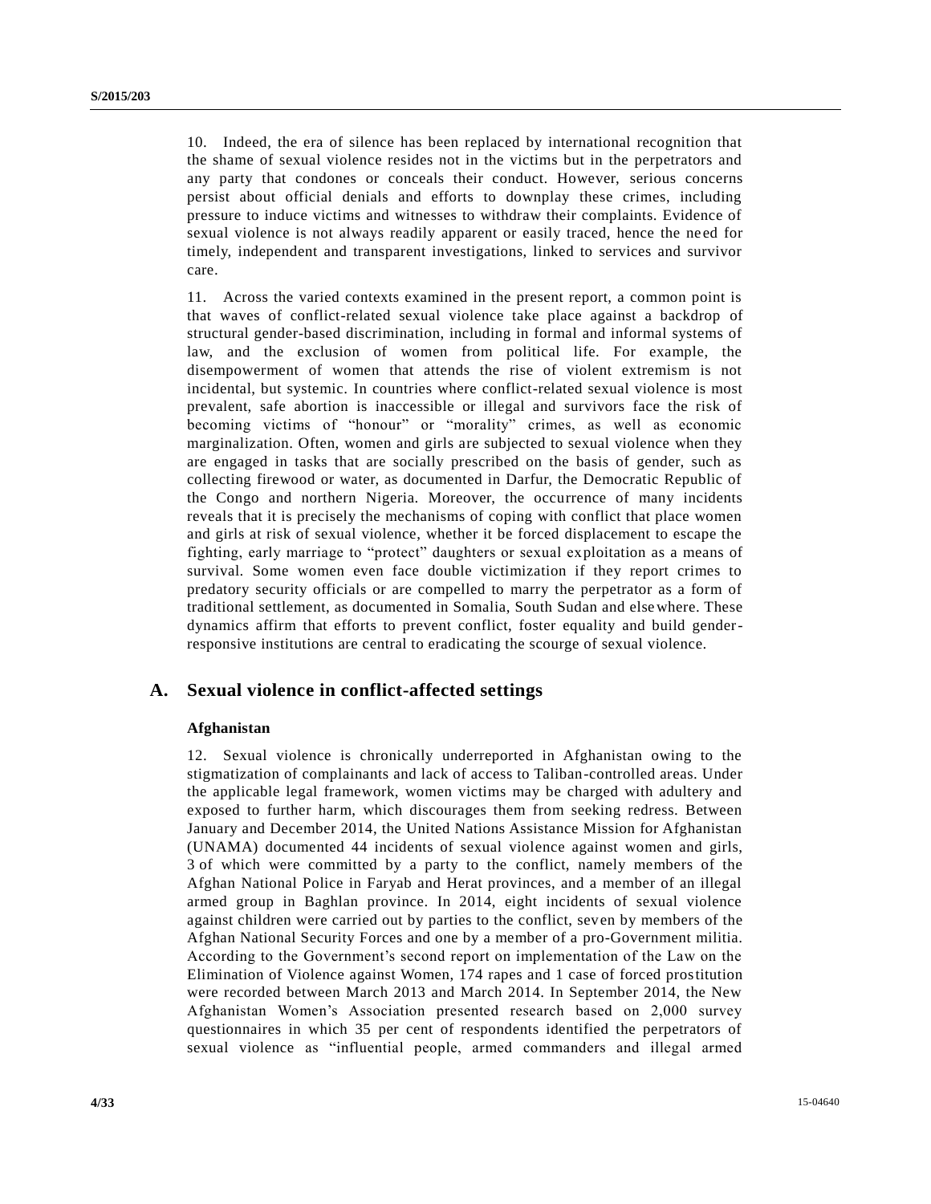10. Indeed, the era of silence has been replaced by international recognition that the shame of sexual violence resides not in the victims but in the perpetrators and any party that condones or conceals their conduct. However, serious concerns persist about official denials and efforts to downplay these crimes, including pressure to induce victims and witnesses to withdraw their complaints. Evidence of sexual violence is not always readily apparent or easily traced, hence the need for timely, independent and transparent investigations, linked to services and survivor care.

11. Across the varied contexts examined in the present report, a common point is that waves of conflict-related sexual violence take place against a backdrop of structural gender-based discrimination, including in formal and informal systems of law, and the exclusion of women from political life. For example, the disempowerment of women that attends the rise of violent extremism is not incidental, but systemic. In countries where conflict-related sexual violence is most prevalent, safe abortion is inaccessible or illegal and survivors face the risk of becoming victims of "honour" or "morality" crimes, as well as economic marginalization. Often, women and girls are subjected to sexual violence when they are engaged in tasks that are socially prescribed on the basis of gender, such as collecting firewood or water, as documented in Darfur, the Democratic Republic of the Congo and northern Nigeria. Moreover, the occurrence of many incidents reveals that it is precisely the mechanisms of coping with conflict that place women and girls at risk of sexual violence, whether it be forced displacement to escape the fighting, early marriage to "protect" daughters or sexual exploitation as a means of survival. Some women even face double victimization if they report crimes to predatory security officials or are compelled to marry the perpetrator as a form of traditional settlement, as documented in Somalia, South Sudan and elsewhere. These dynamics affirm that efforts to prevent conflict, foster equality and build gender-responsive institutions are central to eradicating the scourge of sexual violence.

## A. Sexual violence in conflict-affected settings

### Afghanistan

12. Sexual violence is chronically underreported in Afghanistan owing to the stigmatization of complainants and lack of access to Taliban-controlled areas. Under the applicable legal framework, women victims may be charged with adultery and exposed to further harm, which discourages them from seeking redress. Between January and December 2014, the United Nations Assistance Mission for Afghanistan (UNAMA) documented 44 incidents of sexual violence against women and girls, 3 of which were committed by a party to the conflict, namely members of the Afghan National Police in Faryab and Herat provinces, and a member of an illegal armed group in Baghlan province. In 2014, eight incidents of sexual violence against children were carried out by parties to the conflict, seven by members of the Afghan National Security Forces and one by a member of a pro-Government militia. According to the Government's second report on implementation of the Law on the Elimination of Violence against Women, 174 rapes and 1 case of forced prostitution were recorded between March 2013 and March 2014. In September 2014, the New Afghanistan Women's Association presented research based on 2,000 survey questionnaires in which 35 per cent of respondents identified the perpetrators of sexual violence as "influential people, armed commanders and illegal armed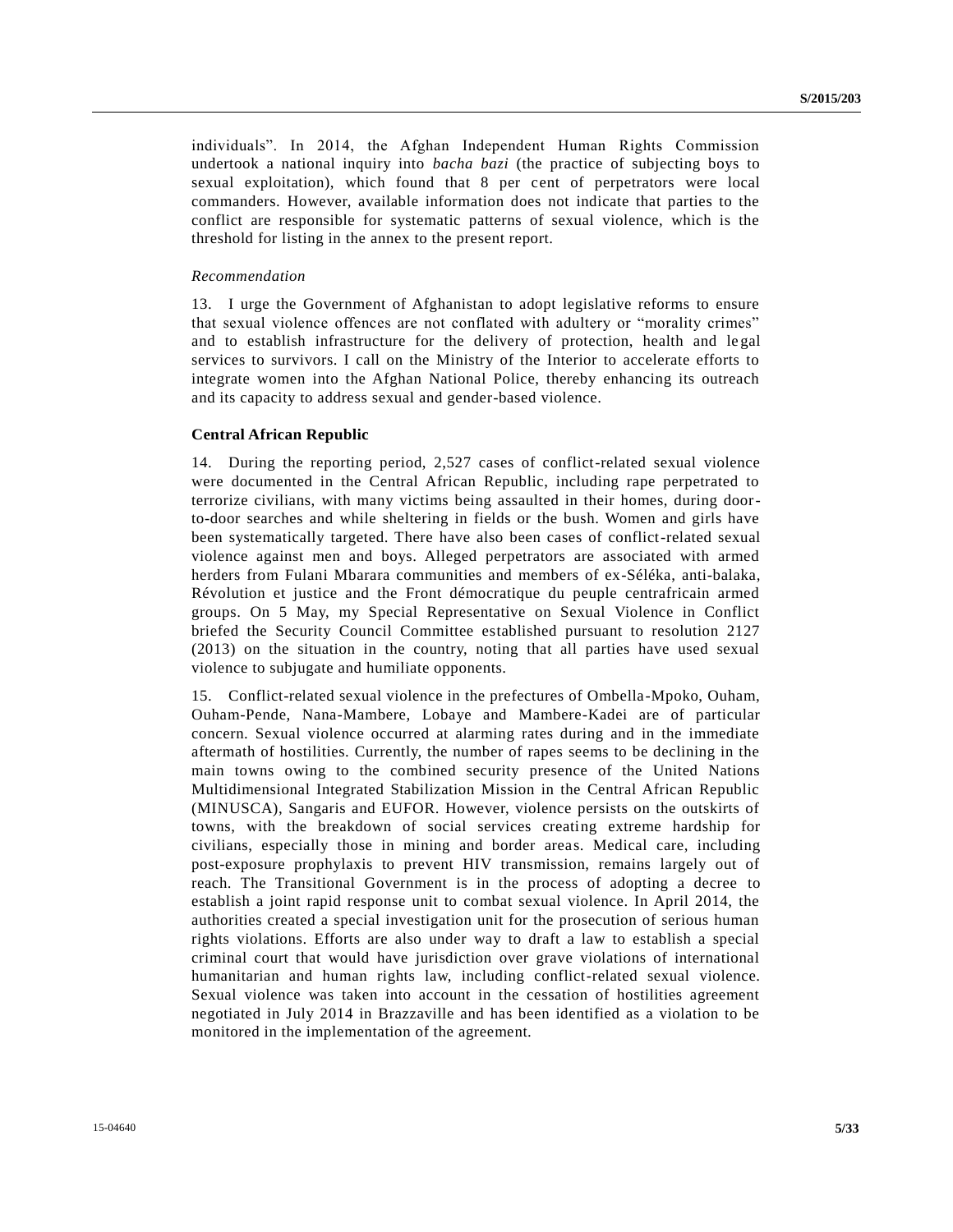individuals". In 2014, the Afghan Independent Human Rights Commission undertook a national inquiry into *bacha bazi* (the practice of subjecting boys to sexual exploitation), which found that 8 per cent of perpetrators were local commanders. However, available information does not indicate that parties to the conflict are responsible for systematic patterns of sexual violence, which is the threshold for listing in the annex to the present report.

*Recommendation*

13. I urge the Government of Afghanistan to adopt legislative reforms to ensure that sexual violence offences are not conflated with adultery or "morality crimes" and to establish infrastructure for the delivery of protection, health and legal services to survivors. I call on the Ministry of the Interior to accelerate efforts to integrate women into the Afghan National Police, thereby enhancing its outreach and its capacity to address sexual and gender-based violence.

**Central African Republic**

14. During the reporting period, 2,527 cases of conflict-related sexual violence were documented in the Central African Republic, including rape perpetrated to terrorize civilians, with many victims being assaulted in their homes, during door-to-door searches and while sheltering in fields or the bush. Women and girls have been systematically targeted. There have also been cases of conflict-related sexual violence against men and boys. Alleged perpetrators are associated with armed herders from Fulani Mbarara communities and members of ex-Séléka, anti-balaka, Révolution et justice and the Front démocratique du peuple centrafricain armed groups. On 5 May, my Special Representative on Sexual Violence in Conflict briefed the Security Council Committee established pursuant to resolution 2127 (2013) on the situation in the country, noting that all parties have used sexual violence to subjugate and humiliate opponents.

15. Conflict-related sexual violence in the prefectures of Ombella-Mpoko, Ouham, Ouham-Pende, Nana-Mambere, Lobaye and Mambere-Kadei are of particular concern. Sexual violence occurred at alarming rates during and in the immediate aftermath of hostilities. Currently, the number of rapes seems to be declining in the main towns owing to the combined security presence of the United Nations Multidimensional Integrated Stabilization Mission in the Central African Republic (MINUSCA), Sangaris and EUFOR. However, violence persists on the outskirts of towns, with the breakdown of social services creating extreme hardship for civilians, especially those in mining and border areas. Medical care, including post-exposure prophylaxis to prevent HIV transmission, remains largely out of reach. The Transitional Government is in the process of adopting a decree to establish a joint rapid response unit to combat sexual violence. In April 2014, the authorities created a special investigation unit for the prosecution of serious human rights violations. Efforts are also under way to draft a law to establish a special criminal court that would have jurisdiction over grave violations of international humanitarian and human rights law, including conflict-related sexual violence. Sexual violence was taken into account in the cessation of hostilities agreement negotiated in July 2014 in Brazzaville and has been identified as a violation to be monitored in the implementation of the agreement.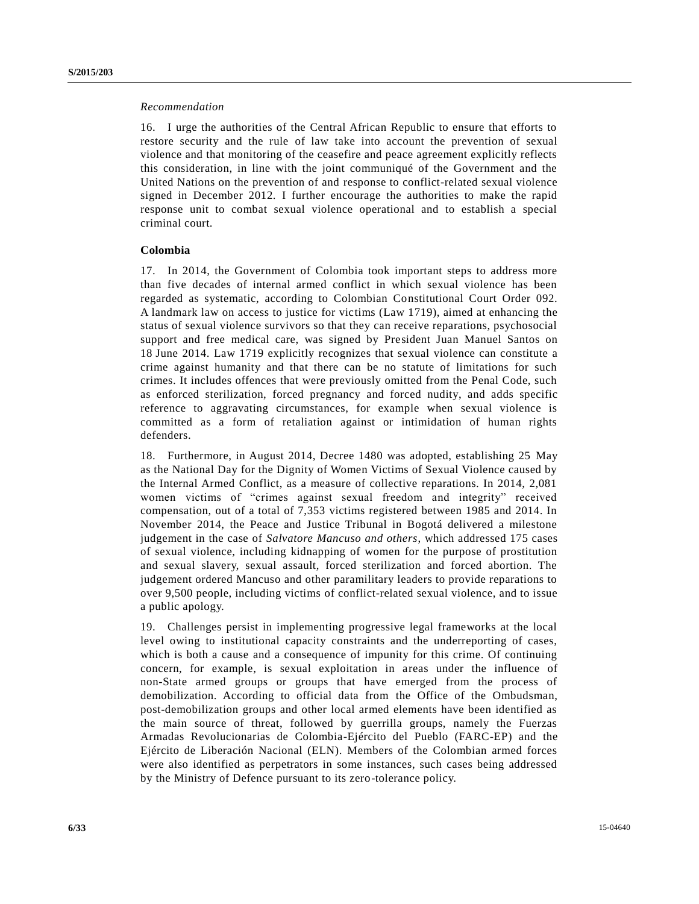*Recommendation*

16. I urge the authorities of the Central African Republic to ensure that efforts to restore security and the rule of law take into account the prevention of sexual violence and that monitoring of the ceasefire and peace agreement explicitly reflects this consideration, in line with the joint communiqué of the Government and the United Nations on the prevention of and response to conflict-related sexual violence signed in December 2012. I further encourage the authorities to make the rapid response unit to combat sexual violence operational and to establish a special criminal court.

**Colombia**

17. In 2014, the Government of Colombia took important steps to address more than five decades of internal armed conflict in which sexual violence has been regarded as systematic, according to Colombian Constitutional Court Order 092. A landmark law on access to justice for victims (Law 1719), aimed at enhancing the status of sexual violence survivors so that they can receive reparations, psychosocial support and free medical care, was signed by President Juan Manuel Santos on 18 June 2014. Law 1719 explicitly recognizes that sexual violence can constitute a crime against humanity and that there can be no statute of limitations for such crimes. It includes offences that were previously omitted from the Penal Code, such as enforced sterilization, forced pregnancy and forced nudity, and adds specific reference to aggravating circumstances, for example when sexual violence is committed as a form of retaliation against or intimidation of human rights defenders.

18. Furthermore, in August 2014, Decree 1480 was adopted, establishing 25 May as the National Day for the Dignity of Women Victims of Sexual Violence caused by the Internal Armed Conflict, as a measure of collective reparations. In 2014, 2,081 women victims of "crimes against sexual freedom and integrity" received compensation, out of a total of 7,353 victims registered between 1985 and 2014. In November 2014, the Peace and Justice Tribunal in Bogotá delivered a milestone judgement in the case of *Salvatore Mancuso and others*, which addressed 175 cases of sexual violence, including kidnapping of women for the purpose of prostitution and sexual slavery, sexual assault, forced sterilization and forced abortion. The judgement ordered Mancuso and other paramilitary leaders to provide reparations to over 9,500 people, including victims of conflict-related sexual violence, and to issue a public apology.

19. Challenges persist in implementing progressive legal frameworks at the local level owing to institutional capacity constraints and the underreporting of cases, which is both a cause and a consequence of impunity for this crime. Of continuing concern, for example, is sexual exploitation in areas under the influence of non-State armed groups or groups that have emerged from the process of demobilization. According to official data from the Office of the Ombudsman, post-demobilization groups and other local armed elements have been identified as the main source of threat, followed by guerrilla groups, namely the Fuerzas Armadas Revolucionarias de Colombia-Ejército del Pueblo (FARC-EP) and the Ejército de Liberación Nacional (ELN). Members of the Colombian armed forces were also identified as perpetrators in some instances, such cases being addressed by the Ministry of Defence pursuant to its zero-tolerance policy.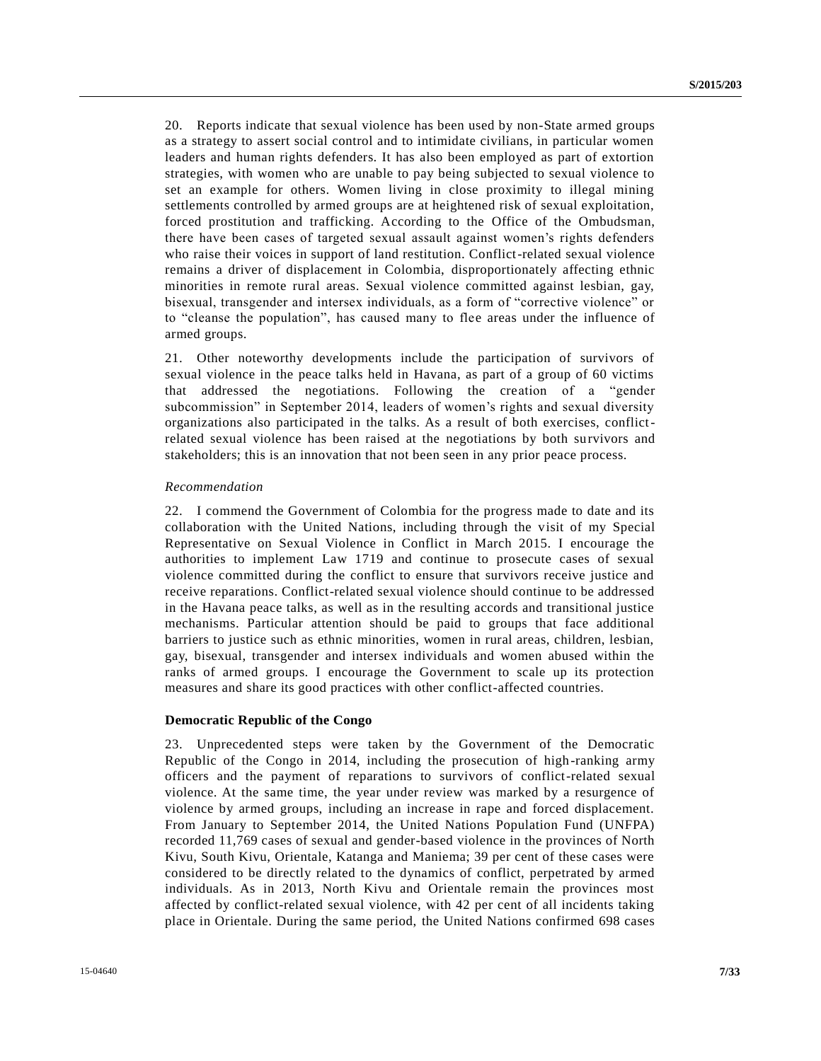20. Reports indicate that sexual violence has been used by non-State armed groups as a strategy to assert social control and to intimidate civilians, in particular women leaders and human rights defenders. It has also been employed as part of extortion strategies, with women who are unable to pay being subjected to sexual violence to set an example for others. Women living in close proximity to illegal mining settlements controlled by armed groups are at heightened risk of sexual exploitation, forced prostitution and trafficking. According to the Office of the Ombudsman, there have been cases of targeted sexual assault against women's rights defenders who raise their voices in support of land restitution. Conflict-related sexual violence remains a driver of displacement in Colombia, disproportionately affecting ethnic minorities in remote rural areas. Sexual violence committed against lesbian, gay, bisexual, transgender and intersex individuals, as a form of "corrective violence" or to "cleanse the population", has caused many to flee areas under the influence of armed groups.

21. Other noteworthy developments include the participation of survivors of sexual violence in the peace talks held in Havana, as part of a group of 60 victims that addressed the negotiations. Following the creation of a "gender subcommission" in September 2014, leaders of women's rights and sexual diversity organizations also participated in the talks. As a result of both exercises, conflict-related sexual violence has been raised at the negotiations by both survivors and stakeholders; this is an innovation that not been seen in any prior peace process.

*Recommendation*

22. I commend the Government of Colombia for the progress made to date and its collaboration with the United Nations, including through the visit of my Special Representative on Sexual Violence in Conflict in March 2015. I encourage the authorities to implement Law 1719 and continue to prosecute cases of sexual violence committed during the conflict to ensure that survivors receive justice and receive reparations. Conflict-related sexual violence should continue to be addressed in the Havana peace talks, as well as in the resulting accords and transitional justice mechanisms. Particular attention should be paid to groups that face additional barriers to justice such as ethnic minorities, women in rural areas, children, lesbian, gay, bisexual, transgender and intersex individuals and women abused within the ranks of armed groups. I encourage the Government to scale up its protection measures and share its good practices with other conflict-affected countries.

**Democratic Republic of the Congo**

23. Unprecedented steps were taken by the Government of the Democratic Republic of the Congo in 2014, including the prosecution of high-ranking army officers and the payment of reparations to survivors of conflict-related sexual violence. At the same time, the year under review was marked by a resurgence of violence by armed groups, including an increase in rape and forced displacement. From January to September 2014, the United Nations Population Fund (UNFPA) recorded 11,769 cases of sexual and gender-based violence in the provinces of North Kivu, South Kivu, Orientale, Katanga and Maniema; 39 per cent of these cases were considered to be directly related to the dynamics of conflict, perpetrated by armed individuals. As in 2013, North Kivu and Orientale remain the provinces most affected by conflict-related sexual violence, with 42 per cent of all incidents taking place in Orientale. During the same period, the United Nations confirmed 698 cases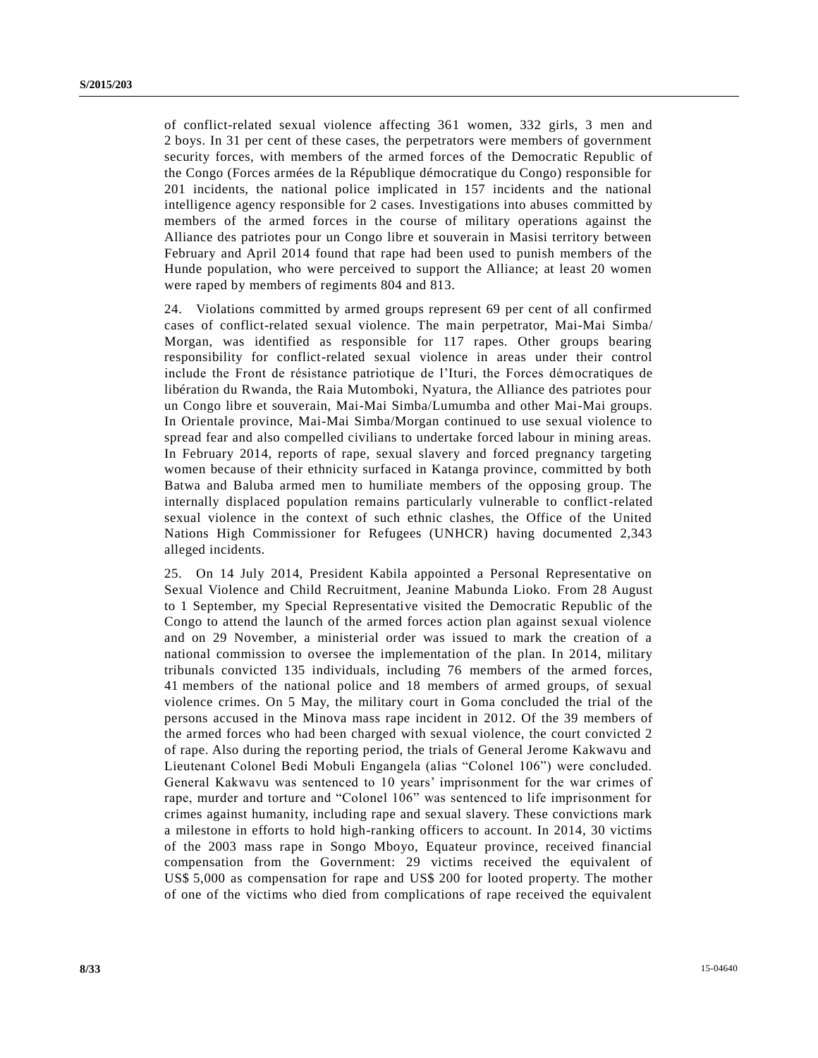of conflict-related sexual violence affecting 361 women, 332 girls, 3 men and 2 boys. In 31 per cent of these cases, the perpetrators were members of government security forces, with members of the armed forces of the Democratic Republic of the Congo (Forces armées de la République démocratique du Congo) responsible for 201 incidents, the national police implicated in 157 incidents and the national intelligence agency responsible for 2 cases. Investigations into abuses committed by members of the armed forces in the course of military operations against the Alliance des patriotes pour un Congo libre et souverain in Masisi territory between February and April 2014 found that rape had been used to punish members of the Hunde population, who were perceived to support the Alliance; at least 20 women were raped by members of regiments 804 and 813.

24. Violations committed by armed groups represent 69 per cent of all confirmed cases of conflict-related sexual violence. The main perpetrator, Mai-Mai Simba/ Morgan, was identified as responsible for 117 rapes. Other groups bearing responsibility for conflict-related sexual violence in areas under their control include the Front de résistance patriotique de l'Ituri, the Forces démocratiques de libération du Rwanda, the Raia Mutomboki, Nyatura, the Alliance des patriotes pour un Congo libre et souverain, Mai-Mai Simba/Lumumba and other Mai-Mai groups. In Orientale province, Mai-Mai Simba/Morgan continued to use sexual violence to spread fear and also compelled civilians to undertake forced labour in mining areas. In February 2014, reports of rape, sexual slavery and forced pregnancy targeting women because of their ethnicity surfaced in Katanga province, committed by both Batwa and Baluba armed men to humiliate members of the opposing group. The internally displaced population remains particularly vulnerable to conflict-related sexual violence in the context of such ethnic clashes, the Office of the United Nations High Commissioner for Refugees (UNHCR) having documented 2,343 alleged incidents.

25. On 14 July 2014, President Kabila appointed a Personal Representative on Sexual Violence and Child Recruitment, Jeanine Mabunda Lioko. From 28 August to 1 September, my Special Representative visited the Democratic Republic of the Congo to attend the launch of the armed forces action plan against sexual violence and on 29 November, a ministerial order was issued to mark the creation of a national commission to oversee the implementation of the plan. In 2014, military tribunals convicted 135 individuals, including 76 members of the armed forces, 41 members of the national police and 18 members of armed groups, of sexual violence crimes. On 5 May, the military court in Goma concluded the trial of the persons accused in the Minova mass rape incident in 2012. Of the 39 members of the armed forces who had been charged with sexual violence, the court convicted 2 of rape. Also during the reporting period, the trials of General Jerome Kakwavu and Lieutenant Colonel Bedi Mobuli Engangela (alias "Colonel 106") were concluded. General Kakwavu was sentenced to 10 years' imprisonment for the war crimes of rape, murder and torture and "Colonel 106" was sentenced to life imprisonment for crimes against humanity, including rape and sexual slavery. These convictions mark a milestone in efforts to hold high-ranking officers to account. In 2014, 30 victims of the 2003 mass rape in Songo Mboyo, Equateur province, received financial compensation from the Government: 29 victims received the equivalent of US$ 5,000 as compensation for rape and US$ 200 for looted property. The mother of one of the victims who died from complications of rape received the equivalent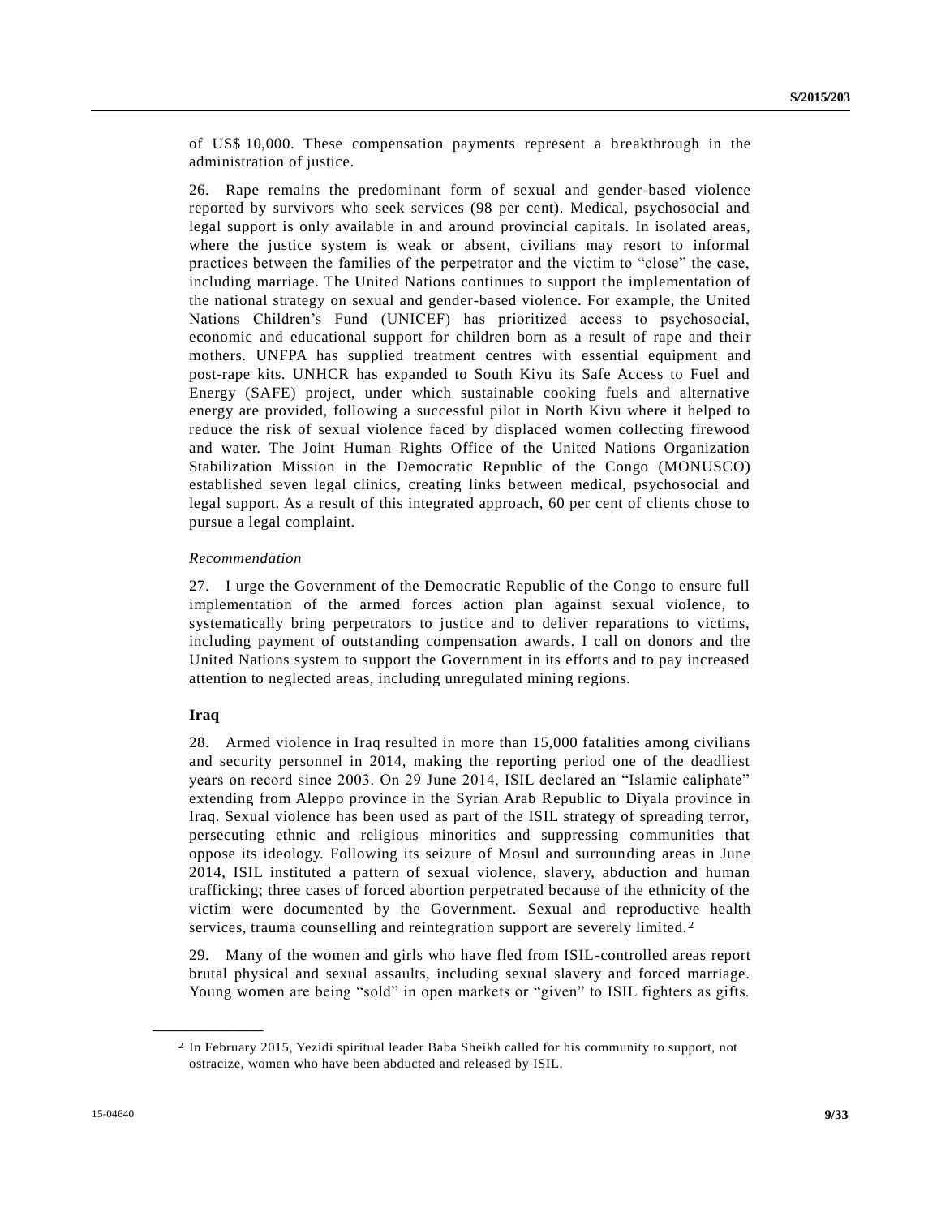of US$ 10,000. These compensation payments represent a breakthrough in the administration of justice.

26. Rape remains the predominant form of sexual and gender-based violence reported by survivors who seek services (98 per cent). Medical, psychosocial and legal support is only available in and around provincial capitals. In isolated areas, where the justice system is weak or absent, civilians may resort to informal practices between the families of the perpetrator and the victim to "close" the case, including marriage. The United Nations continues to support the implementation of the national strategy on sexual and gender-based violence. For example, the United Nations Children's Fund (UNICEF) has prioritized access to psychosocial, economic and educational support for children born as a result of rape and their mothers. UNFPA has supplied treatment centres with essential equipment and post-rape kits. UNHCR has expanded to South Kivu its Safe Access to Fuel and Energy (SAFE) project, under which sustainable cooking fuels and alternative energy are provided, following a successful pilot in North Kivu where it helped to reduce the risk of sexual violence faced by displaced women collecting firewood and water. The Joint Human Rights Office of the United Nations Organization Stabilization Mission in the Democratic Republic of the Congo (MONUSCO) established seven legal clinics, creating links between medical, psychosocial and legal support. As a result of this integrated approach, 60 per cent of clients chose to pursue a legal complaint.

*Recommendation*

27. I urge the Government of the Democratic Republic of the Congo to ensure full implementation of the armed forces action plan against sexual violence, to systematically bring perpetrators to justice and to deliver reparations to victims, including payment of outstanding compensation awards. I call on donors and the United Nations system to support the Government in its efforts and to pay increased attention to neglected areas, including unregulated mining regions.

**Iraq**

28. Armed violence in Iraq resulted in more than 15,000 fatalities among civilians and security personnel in 2014, making the reporting period one of the deadliest years on record since 2003. On 29 June 2014, ISIL declared an "Islamic caliphate" extending from Aleppo province in the Syrian Arab Republic to Diyala province in Iraq. Sexual violence has been used as part of the ISIL strategy of spreading terror, persecuting ethnic and religious minorities and suppressing communities that oppose its ideology. Following its seizure of Mosul and surrounding areas in June 2014, ISIL instituted a pattern of sexual violence, slavery, abduction and human trafficking; three cases of forced abortion perpetrated because of the ethnicity of the victim were documented by the Government. Sexual and reproductive health services, trauma counselling and reintegration support are severely limited.[2]

29. Many of the women and girls who have fled from ISIL-controlled areas report brutal physical and sexual assaults, including sexual slavery and forced marriage. Young women are being "sold" in open markets or "given" to ISIL fighters as gifts.

[2] In February 2015, Yezidi spiritual leader Baba Sheikh called for his community to support, not ostracize, women who have been abducted and released by ISIL.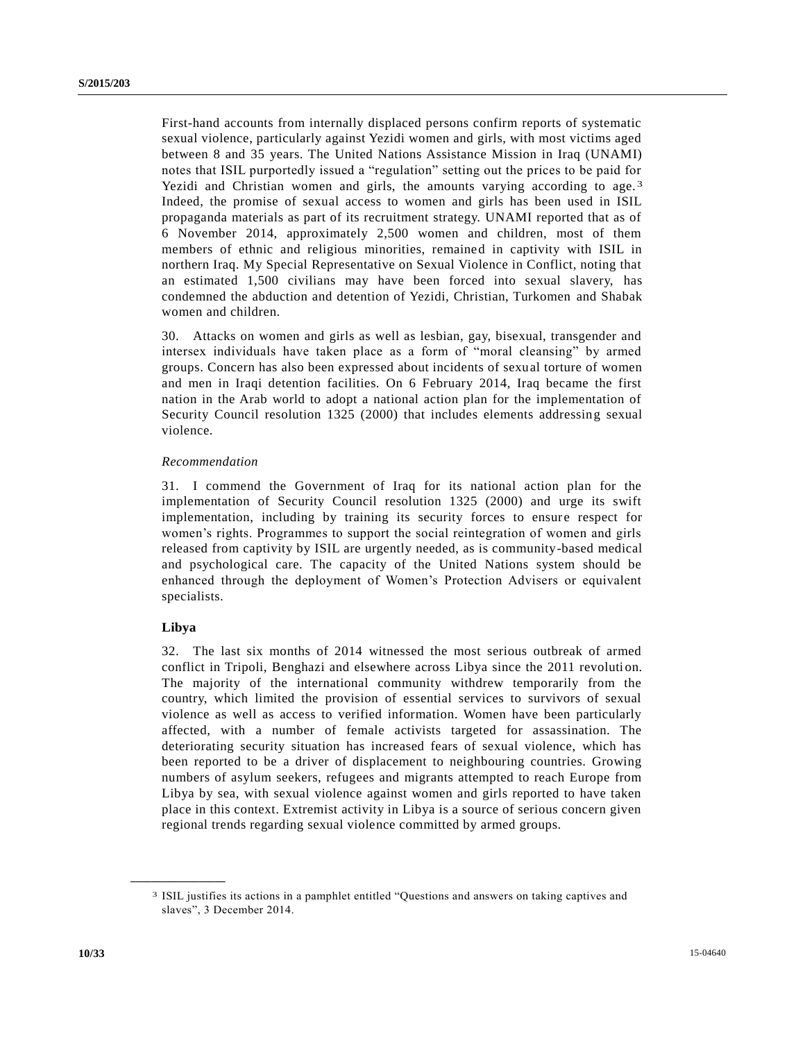First-hand accounts from internally displaced persons confirm reports of systematic sexual violence, particularly against Yezidi women and girls, with most victims aged between 8 and 35 years. The United Nations Assistance Mission in Iraq (UNAMI) notes that ISIL purportedly issued a “regulation” setting out the prices to be paid for Yezidi and Christian women and girls, the amounts varying according to age.[3] Indeed, the promise of sexual access to women and girls has been used in ISIL propaganda materials as part of its recruitment strategy. UNAMI reported that as of 6 November 2014, approximately 2,500 women and children, most of them members of ethnic and religious minorities, remained in captivity with ISIL in northern Iraq. My Special Representative on Sexual Violence in Conflict, noting that an estimated 1,500 civilians may have been forced into sexual slavery, has condemned the abduction and detention of Yezidi, Christian, Turkomen and Shabak women and children.

30. Attacks on women and girls as well as lesbian, gay, bisexual, transgender and intersex individuals have taken place as a form of “moral cleansing” by armed groups. Concern has also been expressed about incidents of sexual torture of women and men in Iraqi detention facilities. On 6 February 2014, Iraq became the first nation in the Arab world to adopt a national action plan for the implementation of Security Council resolution 1325 (2000) that includes elements addressing sexual violence.

*Recommendation*

31. I commend the Government of Iraq for its national action plan for the implementation of Security Council resolution 1325 (2000) and urge its swift implementation, including by training its security forces to ensure respect for women’s rights. Programmes to support the social reintegration of women and girls released from captivity by ISIL are urgently needed, as is community-based medical and psychological care. The capacity of the United Nations system should be enhanced through the deployment of Women’s Protection Advisers or equivalent specialists.

**Libya**

32. The last six months of 2014 witnessed the most serious outbreak of armed conflict in Tripoli, Benghazi and elsewhere across Libya since the 2011 revolution. The majority of the international community withdrew temporarily from the country, which limited the provision of essential services to survivors of sexual violence as well as access to verified information. Women have been particularly affected, with a number of female activists targeted for assassination. The deteriorating security situation has increased fears of sexual violence, which has been reported to be a driver of displacement to neighbouring countries. Growing numbers of asylum seekers, refugees and migrants attempted to reach Europe from Libya by sea, with sexual violence against women and girls reported to have taken place in this context. Extremist activity in Libya is a source of serious concern given regional trends regarding sexual violence committed by armed groups.

---

[3] ISIL justifies its actions in a pamphlet entitled “Questions and answers on taking captives and slaves”, 3 December 2014.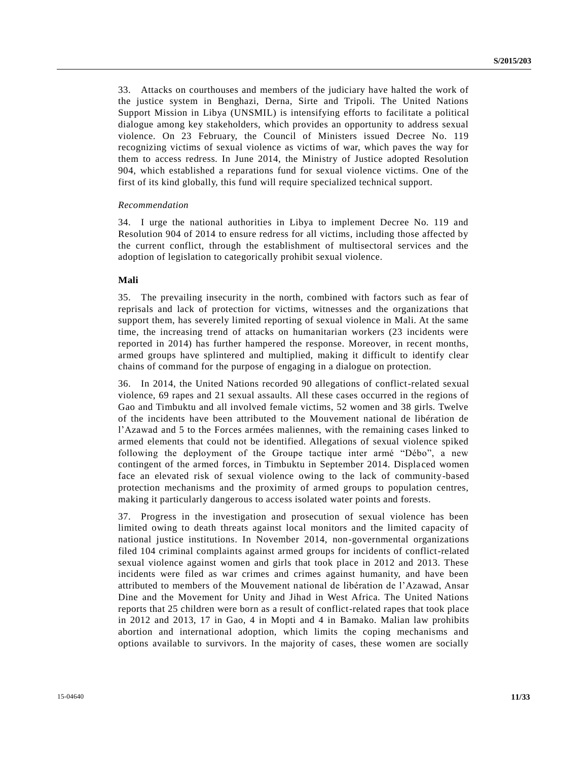33. Attacks on courthouses and members of the judiciary have halted the work of the justice system in Benghazi, Derna, Sirte and Tripoli. The United Nations Support Mission in Libya (UNSMIL) is intensifying efforts to facilitate a political dialogue among key stakeholders, which provides an opportunity to address sexual violence. On 23 February, the Council of Ministers issued Decree No. 119 recognizing victims of sexual violence as victims of war, which paves the way for them to access redress. In June 2014, the Ministry of Justice adopted Resolution 904, which established a reparations fund for sexual violence victims. One of the first of its kind globally, this fund will require specialized technical support.

*Recommendation*

34. I urge the national authorities in Libya to implement Decree No. 119 and Resolution 904 of 2014 to ensure redress for all victims, including those affected by the current conflict, through the establishment of multisectoral services and the adoption of legislation to categorically prohibit sexual violence.

**Mali**

35. The prevailing insecurity in the north, combined with factors such as fear of reprisals and lack of protection for victims, witnesses and the organizations that support them, has severely limited reporting of sexual violence in Mali. At the same time, the increasing trend of attacks on humanitarian workers (23 incidents were reported in 2014) has further hampered the response. Moreover, in recent months, armed groups have splintered and multiplied, making it difficult to identify clear chains of command for the purpose of engaging in a dialogue on protection.

36. In 2014, the United Nations recorded 90 allegations of conflict-related sexual violence, 69 rapes and 21 sexual assaults. All these cases occurred in the regions of Gao and Timbuktu and all involved female victims, 52 women and 38 girls. Twelve of the incidents have been attributed to the Mouvement national de libération de l'Azawad and 5 to the Forces armées maliennes, with the remaining cases linked to armed elements that could not be identified. Allegations of sexual violence spiked following the deployment of the Groupe tactique inter armé "Débo", a new contingent of the armed forces, in Timbuktu in September 2014. Displaced women face an elevated risk of sexual violence owing to the lack of community-based protection mechanisms and the proximity of armed groups to population centres, making it particularly dangerous to access isolated water points and forests.

37. Progress in the investigation and prosecution of sexual violence has been limited owing to death threats against local monitors and the limited capacity of national justice institutions. In November 2014, non-governmental organizations filed 104 criminal complaints against armed groups for incidents of conflict-related sexual violence against women and girls that took place in 2012 and 2013. These incidents were filed as war crimes and crimes against humanity, and have been attributed to members of the Mouvement national de libération de l'Azawad, Ansar Dine and the Movement for Unity and Jihad in West Africa. The United Nations reports that 25 children were born as a result of conflict-related rapes that took place in 2012 and 2013, 17 in Gao, 4 in Mopti and 4 in Bamako. Malian law prohibits abortion and international adoption, which limits the coping mechanisms and options available to survivors. In the majority of cases, these women are socially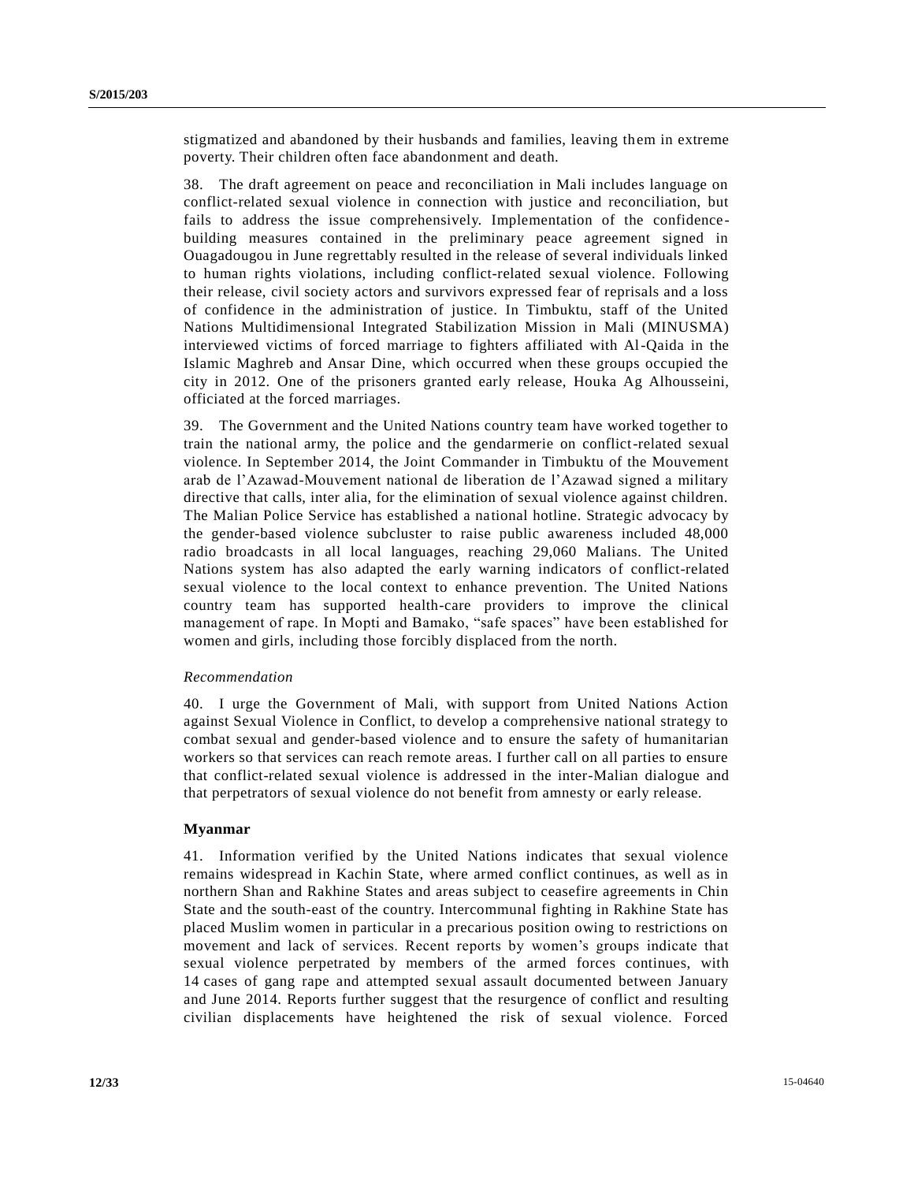stigmatized and abandoned by their husbands and families, leaving them in extreme poverty. Their children often face abandonment and death.

38. The draft agreement on peace and reconciliation in Mali includes language on conflict-related sexual violence in connection with justice and reconciliation, but fails to address the issue comprehensively. Implementation of the confidence-building measures contained in the preliminary peace agreement signed in Ouagadougou in June regrettably resulted in the release of several individuals linked to human rights violations, including conflict-related sexual violence. Following their release, civil society actors and survivors expressed fear of reprisals and a loss of confidence in the administration of justice. In Timbuktu, staff of the United Nations Multidimensional Integrated Stabilization Mission in Mali (MINUSMA) interviewed victims of forced marriage to fighters affiliated with Al-Qaida in the Islamic Maghreb and Ansar Dine, which occurred when these groups occupied the city in 2012. One of the prisoners granted early release, Houka Ag Alhousseini, officiated at the forced marriages.

39. The Government and the United Nations country team have worked together to train the national army, the police and the gendarmerie on conflict-related sexual violence. In September 2014, the Joint Commander in Timbuktu of the Mouvement arab de l'Azawad-Mouvement national de liberation de l'Azawad signed a military directive that calls, inter alia, for the elimination of sexual violence against children. The Malian Police Service has established a national hotline. Strategic advocacy by the gender-based violence subcluster to raise public awareness included 48,000 radio broadcasts in all local languages, reaching 29,060 Malians. The United Nations system has also adapted the early warning indicators of conflict-related sexual violence to the local context to enhance prevention. The United Nations country team has supported health-care providers to improve the clinical management of rape. In Mopti and Bamako, "safe spaces" have been established for women and girls, including those forcibly displaced from the north.

*Recommendation*

40. I urge the Government of Mali, with support from United Nations Action against Sexual Violence in Conflict, to develop a comprehensive national strategy to combat sexual and gender-based violence and to ensure the safety of humanitarian workers so that services can reach remote areas. I further call on all parties to ensure that conflict-related sexual violence is addressed in the inter-Malian dialogue and that perpetrators of sexual violence do not benefit from amnesty or early release.

**Myanmar**

41. Information verified by the United Nations indicates that sexual violence remains widespread in Kachin State, where armed conflict continues, as well as in northern Shan and Rakhine States and areas subject to ceasefire agreements in Chin State and the south-east of the country. Intercommunal fighting in Rakhine State has placed Muslim women in particular in a precarious position owing to restrictions on movement and lack of services. Recent reports by women's groups indicate that sexual violence perpetrated by members of the armed forces continues, with 14 cases of gang rape and attempted sexual assault documented between January and June 2014. Reports further suggest that the resurgence of conflict and resulting civilian displacements have heightened the risk of sexual violence. Forced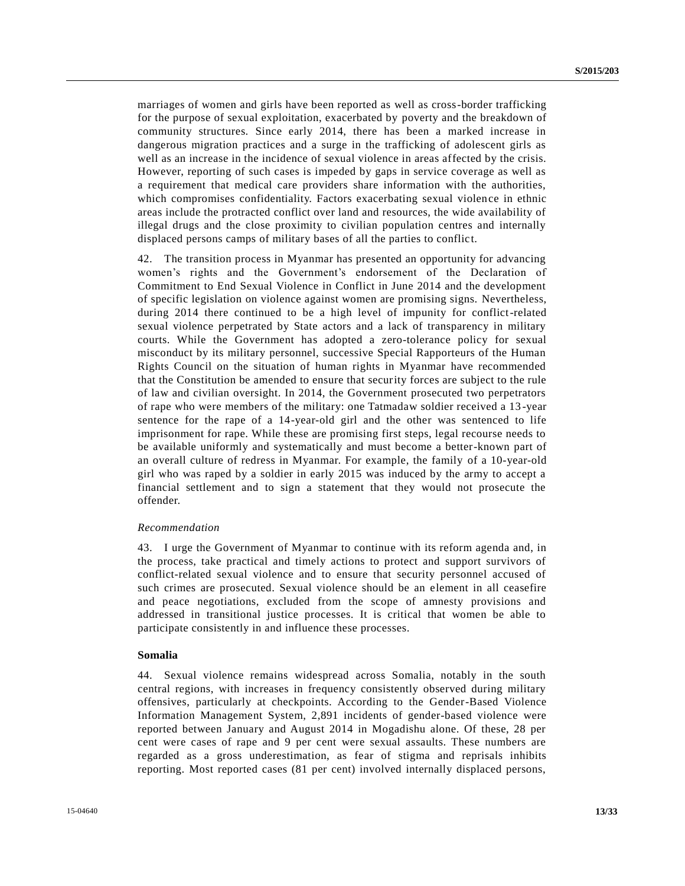marriages of women and girls have been reported as well as cross-border trafficking for the purpose of sexual exploitation, exacerbated by poverty and the breakdown of community structures. Since early 2014, there has been a marked increase in dangerous migration practices and a surge in the trafficking of adolescent girls as well as an increase in the incidence of sexual violence in areas affected by the crisis. However, reporting of such cases is impeded by gaps in service coverage as well as a requirement that medical care providers share information with the authorities, which compromises confidentiality. Factors exacerbating sexual violence in ethnic areas include the protracted conflict over land and resources, the wide availability of illegal drugs and the close proximity to civilian population centres and internally displaced persons camps of military bases of all the parties to conflict.

42. The transition process in Myanmar has presented an opportunity for advancing women's rights and the Government's endorsement of the Declaration of Commitment to End Sexual Violence in Conflict in June 2014 and the development of specific legislation on violence against women are promising signs. Nevertheless, during 2014 there continued to be a high level of impunity for conflict-related sexual violence perpetrated by State actors and a lack of transparency in military courts. While the Government has adopted a zero-tolerance policy for sexual misconduct by its military personnel, successive Special Rapporteurs of the Human Rights Council on the situation of human rights in Myanmar have recommended that the Constitution be amended to ensure that security forces are subject to the rule of law and civilian oversight. In 2014, the Government prosecuted two perpetrators of rape who were members of the military: one Tatmadaw soldier received a 13-year sentence for the rape of a 14-year-old girl and the other was sentenced to life imprisonment for rape. While these are promising first steps, legal recourse needs to be available uniformly and systematically and must become a better-known part of an overall culture of redress in Myanmar. For example, the family of a 10-year-old girl who was raped by a soldier in early 2015 was induced by the army to accept a financial settlement and to sign a statement that they would not prosecute the offender.

*Recommendation*

43. I urge the Government of Myanmar to continue with its reform agenda and, in the process, take practical and timely actions to protect and support survivors of conflict-related sexual violence and to ensure that security personnel accused of such crimes are prosecuted. Sexual violence should be an element in all ceasefire and peace negotiations, excluded from the scope of amnesty provisions and addressed in transitional justice processes. It is critical that women be able to participate consistently in and influence these processes.

**Somalia**

44. Sexual violence remains widespread across Somalia, notably in the south central regions, with increases in frequency consistently observed during military offensives, particularly at checkpoints. According to the Gender-Based Violence Information Management System, 2,891 incidents of gender-based violence were reported between January and August 2014 in Mogadishu alone. Of these, 28 per cent were cases of rape and 9 per cent were sexual assaults. These numbers are regarded as a gross underestimation, as fear of stigma and reprisals inhibits reporting. Most reported cases (81 per cent) involved internally displaced persons,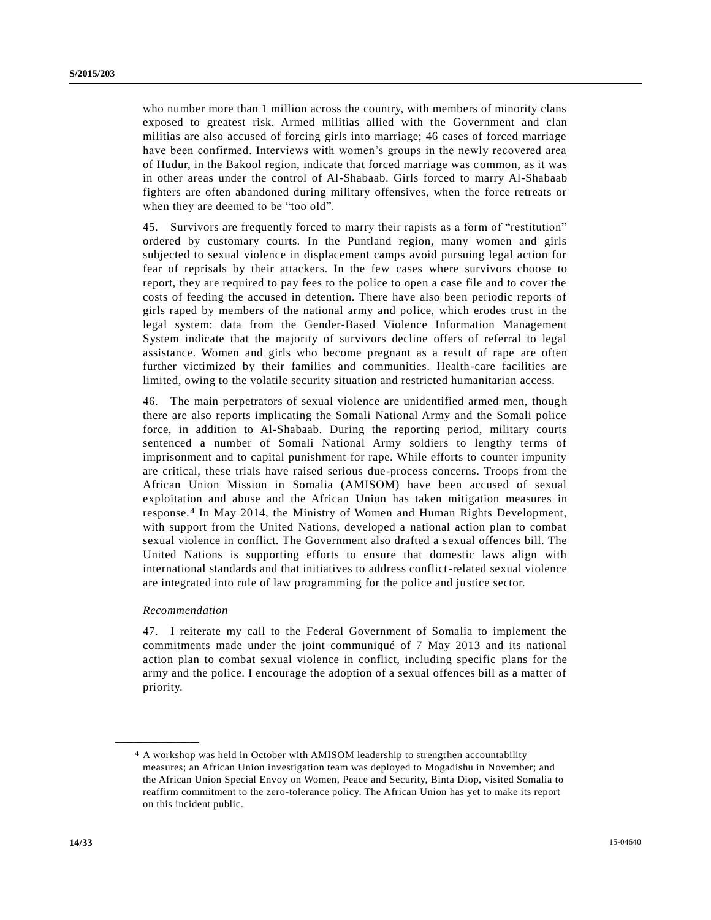who number more than 1 million across the country, with members of minority clans exposed to greatest risk. Armed militias allied with the Government and clan militias are also accused of forcing girls into marriage; 46 cases of forced marriage have been confirmed. Interviews with women's groups in the newly recovered area of Hudur, in the Bakool region, indicate that forced marriage was common, as it was in other areas under the control of Al-Shabaab. Girls forced to marry Al-Shabaab fighters are often abandoned during military offensives, when the force retreats or when they are deemed to be "too old".

45. Survivors are frequently forced to marry their rapists as a form of "restitution" ordered by customary courts. In the Puntland region, many women and girls subjected to sexual violence in displacement camps avoid pursuing legal action for fear of reprisals by their attackers. In the few cases where survivors choose to report, they are required to pay fees to the police to open a case file and to cover the costs of feeding the accused in detention. There have also been periodic reports of girls raped by members of the national army and police, which erodes trust in the legal system: data from the Gender-Based Violence Information Management System indicate that the majority of survivors decline offers of referral to legal assistance. Women and girls who become pregnant as a result of rape are often further victimized by their families and communities. Health-care facilities are limited, owing to the volatile security situation and restricted humanitarian access.

46. The main perpetrators of sexual violence are unidentified armed men, though there are also reports implicating the Somali National Army and the Somali police force, in addition to Al-Shabaab. During the reporting period, military courts sentenced a number of Somali National Army soldiers to lengthy terms of imprisonment and to capital punishment for rape. While efforts to counter impunity are critical, these trials have raised serious due-process concerns. Troops from the African Union Mission in Somalia (AMISOM) have been accused of sexual exploitation and abuse and the African Union has taken mitigation measures in response.[4] In May 2014, the Ministry of Women and Human Rights Development, with support from the United Nations, developed a national action plan to combat sexual violence in conflict. The Government also drafted a sexual offences bill. The United Nations is supporting efforts to ensure that domestic laws align with international standards and that initiatives to address conflict-related sexual violence are integrated into rule of law programming for the police and justice sector.

*Recommendation*

47. I reiterate my call to the Federal Government of Somalia to implement the commitments made under the joint communiqué of 7 May 2013 and its national action plan to combat sexual violence in conflict, including specific plans for the army and the police. I encourage the adoption of a sexual offences bill as a matter of priority.

---

[4] A workshop was held in October with AMISOM leadership to strengthen accountability measures; an African Union investigation team was deployed to Mogadishu in November; and the African Union Special Envoy on Women, Peace and Security, Binta Diop, visited Somalia to reaffirm commitment to the zero-tolerance policy. The African Union has yet to make its report on this incident public.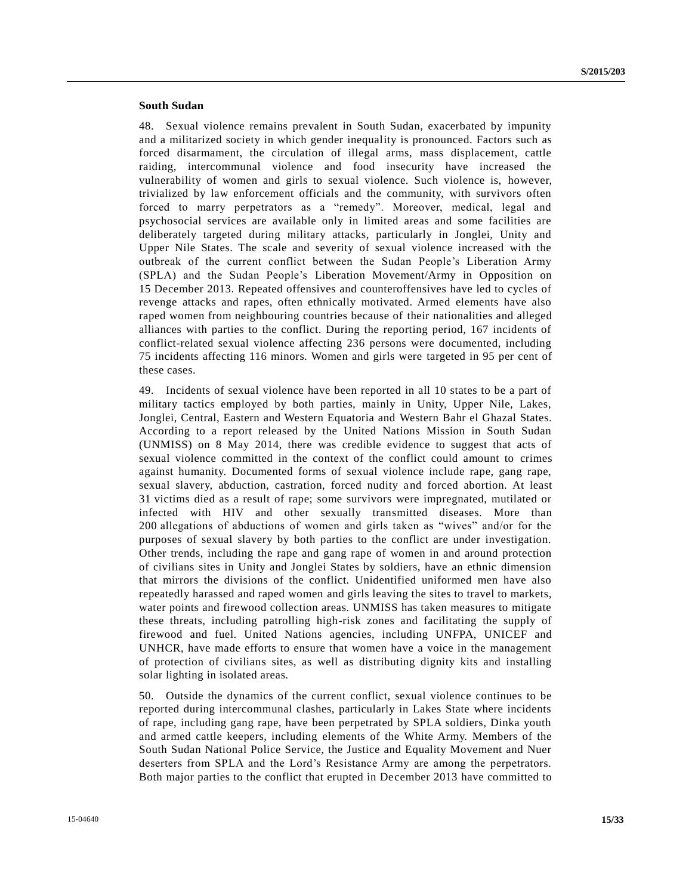### South Sudan

48. Sexual violence remains prevalent in South Sudan, exacerbated by impunity and a militarized society in which gender inequality is pronounced. Factors such as forced disarmament, the circulation of illegal arms, mass displacement, cattle raiding, intercommunal violence and food insecurity have increased the vulnerability of women and girls to sexual violence. Such violence is, however, trivialized by law enforcement officials and the community, with survivors often forced to marry perpetrators as a "remedy". Moreover, medical, legal and psychosocial services are available only in limited areas and some facilities are deliberately targeted during military attacks, particularly in Jonglei, Unity and Upper Nile States. The scale and severity of sexual violence increased with the outbreak of the current conflict between the Sudan People's Liberation Army (SPLA) and the Sudan People's Liberation Movement/Army in Opposition on 15 December 2013. Repeated offensives and counteroffensives have led to cycles of revenge attacks and rapes, often ethnically motivated. Armed elements have also raped women from neighbouring countries because of their nationalities and alleged alliances with parties to the conflict. During the reporting period, 167 incidents of conflict-related sexual violence affecting 236 persons were documented, including 75 incidents affecting 116 minors. Women and girls were targeted in 95 per cent of these cases.

49. Incidents of sexual violence have been reported in all 10 states to be a part of military tactics employed by both parties, mainly in Unity, Upper Nile, Lakes, Jonglei, Central, Eastern and Western Equatoria and Western Bahr el Ghazal States. According to a report released by the United Nations Mission in South Sudan (UNMISS) on 8 May 2014, there was credible evidence to suggest that acts of sexual violence committed in the context of the conflict could amount to crimes against humanity. Documented forms of sexual violence include rape, gang rape, sexual slavery, abduction, castration, forced nudity and forced abortion. At least 31 victims died as a result of rape; some survivors were impregnated, mutilated or infected with HIV and other sexually transmitted diseases. More than 200 allegations of abductions of women and girls taken as "wives" and/or for the purposes of sexual slavery by both parties to the conflict are under investigation. Other trends, including the rape and gang rape of women in and around protection of civilians sites in Unity and Jonglei States by soldiers, have an ethnic dimension that mirrors the divisions of the conflict. Unidentified uniformed men have also repeatedly harassed and raped women and girls leaving the sites to travel to markets, water points and firewood collection areas. UNMISS has taken measures to mitigate these threats, including patrolling high-risk zones and facilitating the supply of firewood and fuel. United Nations agencies, including UNFPA, UNICEF and UNHCR, have made efforts to ensure that women have a voice in the management of protection of civilians sites, as well as distributing dignity kits and installing solar lighting in isolated areas.

50. Outside the dynamics of the current conflict, sexual violence continues to be reported during intercommunal clashes, particularly in Lakes State where incidents of rape, including gang rape, have been perpetrated by SPLA soldiers, Dinka youth and armed cattle keepers, including elements of the White Army. Members of the South Sudan National Police Service, the Justice and Equality Movement and Nuer deserters from SPLA and the Lord's Resistance Army are among the perpetrators. Both major parties to the conflict that erupted in December 2013 have committed to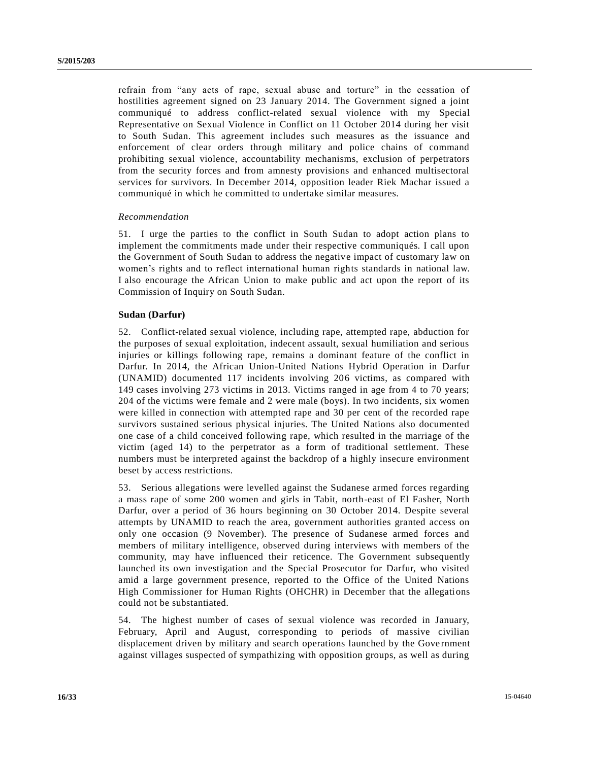refrain from "any acts of rape, sexual abuse and torture" in the cessation of hostilities agreement signed on 23 January 2014. The Government signed a joint communiqué to address conflict-related sexual violence with my Special Representative on Sexual Violence in Conflict on 11 October 2014 during her visit to South Sudan. This agreement includes such measures as the issuance and enforcement of clear orders through military and police chains of command prohibiting sexual violence, accountability mechanisms, exclusion of perpetrators from the security forces and from amnesty provisions and enhanced multisectoral services for survivors. In December 2014, opposition leader Riek Machar issued a communiqué in which he committed to undertake similar measures.

*Recommendation*

51. I urge the parties to the conflict in South Sudan to adopt action plans to implement the commitments made under their respective communiqués. I call upon the Government of South Sudan to address the negative impact of customary law on women's rights and to reflect international human rights standards in national law. I also encourage the African Union to make public and act upon the report of its Commission of Inquiry on South Sudan.

**Sudan (Darfur)**

52. Conflict-related sexual violence, including rape, attempted rape, abduction for the purposes of sexual exploitation, indecent assault, sexual humiliation and serious injuries or killings following rape, remains a dominant feature of the conflict in Darfur. In 2014, the African Union-United Nations Hybrid Operation in Darfur (UNAMID) documented 117 incidents involving 206 victims, as compared with 149 cases involving 273 victims in 2013. Victims ranged in age from 4 to 70 years; 204 of the victims were female and 2 were male (boys). In two incidents, six women were killed in connection with attempted rape and 30 per cent of the recorded rape survivors sustained serious physical injuries. The United Nations also documented one case of a child conceived following rape, which resulted in the marriage of the victim (aged 14) to the perpetrator as a form of traditional settlement. These numbers must be interpreted against the backdrop of a highly insecure environment beset by access restrictions.

53. Serious allegations were levelled against the Sudanese armed forces regarding a mass rape of some 200 women and girls in Tabit, north-east of El Fasher, North Darfur, over a period of 36 hours beginning on 30 October 2014. Despite several attempts by UNAMID to reach the area, government authorities granted access on only one occasion (9 November). The presence of Sudanese armed forces and members of military intelligence, observed during interviews with members of the community, may have influenced their reticence. The Government subsequently launched its own investigation and the Special Prosecutor for Darfur, who visited amid a large government presence, reported to the Office of the United Nations High Commissioner for Human Rights (OHCHR) in December that the allegations could not be substantiated.

54. The highest number of cases of sexual violence was recorded in January, February, April and August, corresponding to periods of massive civilian displacement driven by military and search operations launched by the Government against villages suspected of sympathizing with opposition groups, as well as during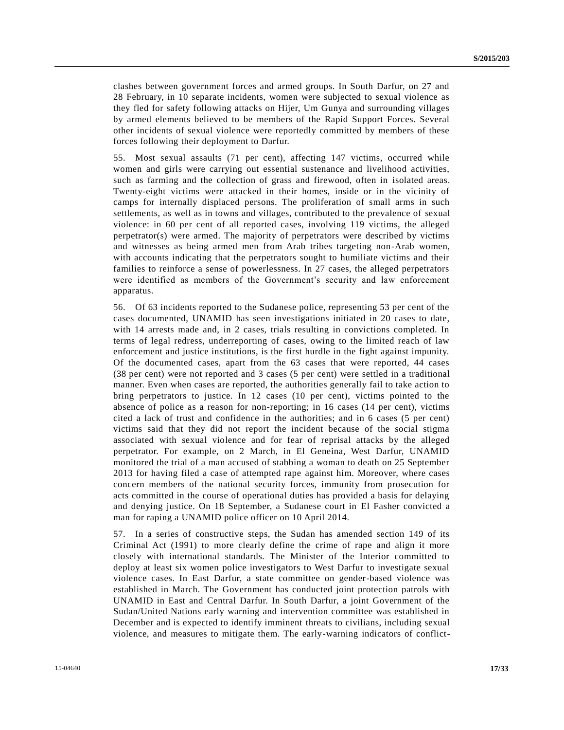clashes between government forces and armed groups. In South Darfur, on 27 and 28 February, in 10 separate incidents, women were subjected to sexual violence as they fled for safety following attacks on Hijer, Um Gunya and surrounding villages by armed elements believed to be members of the Rapid Support Forces. Several other incidents of sexual violence were reportedly committed by members of these forces following their deployment to Darfur.

55. Most sexual assaults (71 per cent), affecting 147 victims, occurred while women and girls were carrying out essential sustenance and livelihood activities, such as farming and the collection of grass and firewood, often in isolated areas. Twenty-eight victims were attacked in their homes, inside or in the vicinity of camps for internally displaced persons. The proliferation of small arms in such settlements, as well as in towns and villages, contributed to the prevalence of sexual violence: in 60 per cent of all reported cases, involving 119 victims, the alleged perpetrator(s) were armed. The majority of perpetrators were described by victims and witnesses as being armed men from Arab tribes targeting non-Arab women, with accounts indicating that the perpetrators sought to humiliate victims and their families to reinforce a sense of powerlessness. In 27 cases, the alleged perpetrators were identified as members of the Government's security and law enforcement apparatus.

56. Of 63 incidents reported to the Sudanese police, representing 53 per cent of the cases documented, UNAMID has seen investigations initiated in 20 cases to date, with 14 arrests made and, in 2 cases, trials resulting in convictions completed. In terms of legal redress, underreporting of cases, owing to the limited reach of law enforcement and justice institutions, is the first hurdle in the fight against impunity. Of the documented cases, apart from the 63 cases that were reported, 44 cases (38 per cent) were not reported and 3 cases (5 per cent) were settled in a traditional manner. Even when cases are reported, the authorities generally fail to take action to bring perpetrators to justice. In 12 cases (10 per cent), victims pointed to the absence of police as a reason for non-reporting; in 16 cases (14 per cent), victims cited a lack of trust and confidence in the authorities; and in 6 cases (5 per cent) victims said that they did not report the incident because of the social stigma associated with sexual violence and for fear of reprisal attacks by the alleged perpetrator. For example, on 2 March, in El Geneina, West Darfur, UNAMID monitored the trial of a man accused of stabbing a woman to death on 25 September 2013 for having filed a case of attempted rape against him. Moreover, where cases concern members of the national security forces, immunity from prosecution for acts committed in the course of operational duties has provided a basis for delaying and denying justice. On 18 September, a Sudanese court in El Fasher convicted a man for raping a UNAMID police officer on 10 April 2014.

57. In a series of constructive steps, the Sudan has amended section 149 of its Criminal Act (1991) to more clearly define the crime of rape and align it more closely with international standards. The Minister of the Interior committed to deploy at least six women police investigators to West Darfur to investigate sexual violence cases. In East Darfur, a state committee on gender-based violence was established in March. The Government has conducted joint protection patrols with UNAMID in East and Central Darfur. In South Darfur, a joint Government of the Sudan/United Nations early warning and intervention committee was established in December and is expected to identify imminent threats to civilians, including sexual violence, and measures to mitigate them. The early-warning indicators of conflict-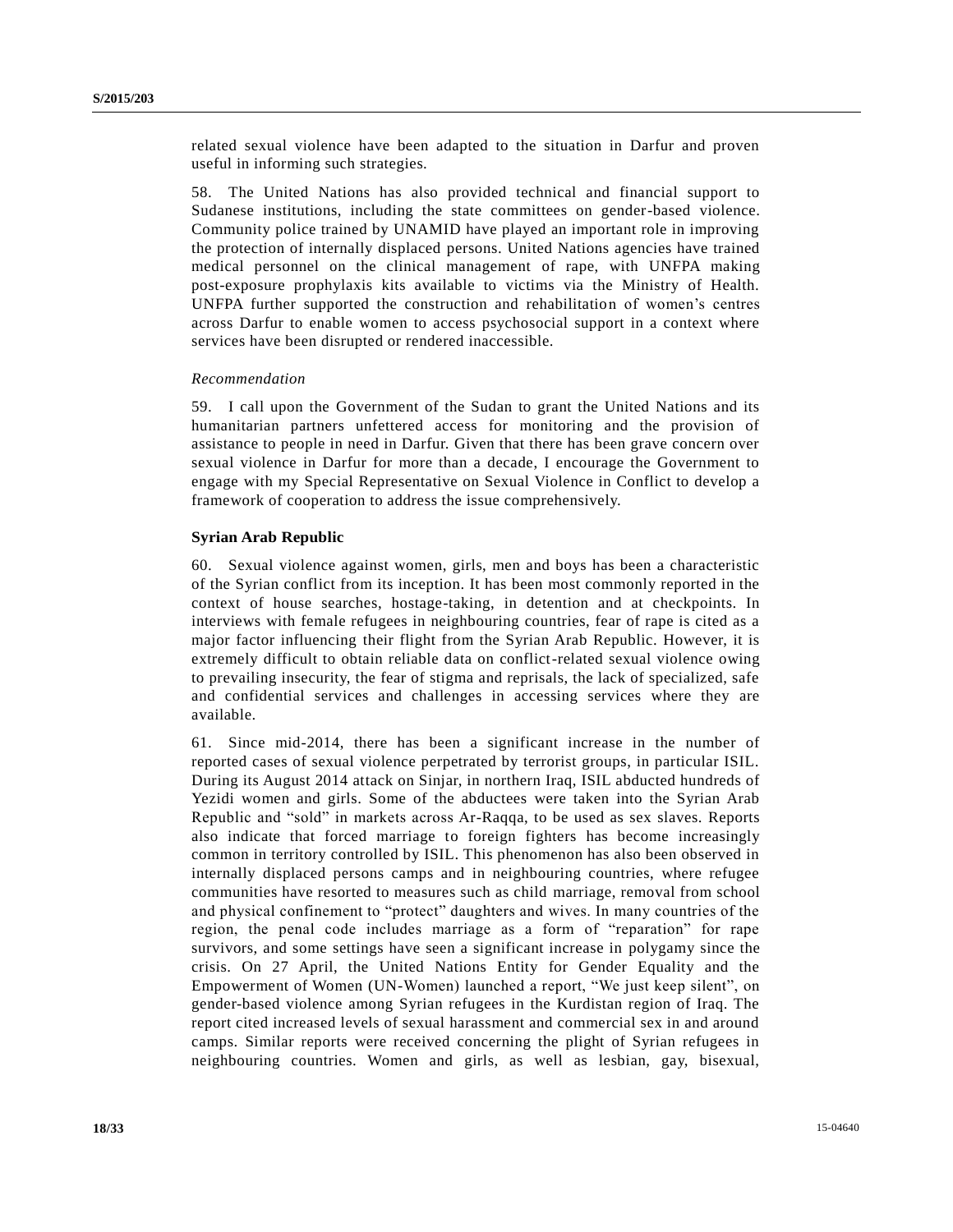related sexual violence have been adapted to the situation in Darfur and proven useful in informing such strategies.

58. The United Nations has also provided technical and financial support to Sudanese institutions, including the state committees on gender-based violence. Community police trained by UNAMID have played an important role in improving the protection of internally displaced persons. United Nations agencies have trained medical personnel on the clinical management of rape, with UNFPA making post-exposure prophylaxis kits available to victims via the Ministry of Health. UNFPA further supported the construction and rehabilitation of women's centres across Darfur to enable women to access psychosocial support in a context where services have been disrupted or rendered inaccessible.

*Recommendation*

59. I call upon the Government of the Sudan to grant the United Nations and its humanitarian partners unfettered access for monitoring and the provision of assistance to people in need in Darfur. Given that there has been grave concern over sexual violence in Darfur for more than a decade, I encourage the Government to engage with my Special Representative on Sexual Violence in Conflict to develop a framework of cooperation to address the issue comprehensively.

**Syrian Arab Republic**

60. Sexual violence against women, girls, men and boys has been a characteristic of the Syrian conflict from its inception. It has been most commonly reported in the context of house searches, hostage-taking, in detention and at checkpoints. In interviews with female refugees in neighbouring countries, fear of rape is cited as a major factor influencing their flight from the Syrian Arab Republic. However, it is extremely difficult to obtain reliable data on conflict-related sexual violence owing to prevailing insecurity, the fear of stigma and reprisals, the lack of specialized, safe and confidential services and challenges in accessing services where they are available.

61. Since mid-2014, there has been a significant increase in the number of reported cases of sexual violence perpetrated by terrorist groups, in particular ISIL. During its August 2014 attack on Sinjar, in northern Iraq, ISIL abducted hundreds of Yezidi women and girls. Some of the abductees were taken into the Syrian Arab Republic and "sold" in markets across Ar-Raqqa, to be used as sex slaves. Reports also indicate that forced marriage to foreign fighters has become increasingly common in territory controlled by ISIL. This phenomenon has also been observed in internally displaced persons camps and in neighbouring countries, where refugee communities have resorted to measures such as child marriage, removal from school and physical confinement to "protect" daughters and wives. In many countries of the region, the penal code includes marriage as a form of "reparation" for rape survivors, and some settings have seen a significant increase in polygamy since the crisis. On 27 April, the United Nations Entity for Gender Equality and the Empowerment of Women (UN-Women) launched a report, "We just keep silent", on gender-based violence among Syrian refugees in the Kurdistan region of Iraq. The report cited increased levels of sexual harassment and commercial sex in and around camps. Similar reports were received concerning the plight of Syrian refugees in neighbouring countries. Women and girls, as well as lesbian, gay, bisexual,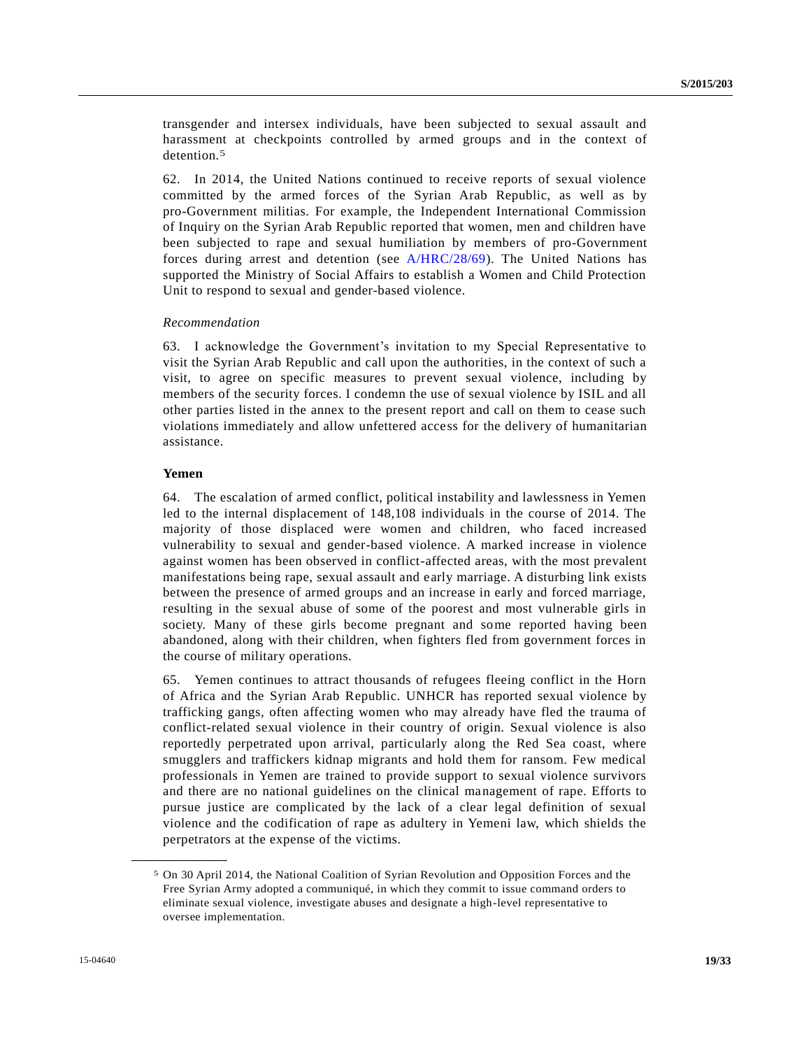transgender and intersex individuals, have been subjected to sexual assault and harassment at checkpoints controlled by armed groups and in the context of detention.[5]

62. In 2014, the United Nations continued to receive reports of sexual violence committed by the armed forces of the Syrian Arab Republic, as well as by pro-Government militias. For example, the Independent International Commission of Inquiry on the Syrian Arab Republic reported that women, men and children have been subjected to rape and sexual humiliation by members of pro-Government forces during arrest and detention (see A/HRC/28/69). The United Nations has supported the Ministry of Social Affairs to establish a Women and Child Protection Unit to respond to sexual and gender-based violence.

*Recommendation*

63. I acknowledge the Government's invitation to my Special Representative to visit the Syrian Arab Republic and call upon the authorities, in the context of such a visit, to agree on specific measures to prevent sexual violence, including by members of the security forces. I condemn the use of sexual violence by ISIL and all other parties listed in the annex to the present report and call on them to cease such violations immediately and allow unfettered access for the delivery of humanitarian assistance.

**Yemen**

64. The escalation of armed conflict, political instability and lawlessness in Yemen led to the internal displacement of 148,108 individuals in the course of 2014. The majority of those displaced were women and children, who faced increased vulnerability to sexual and gender-based violence. A marked increase in violence against women has been observed in conflict-affected areas, with the most prevalent manifestations being rape, sexual assault and early marriage. A disturbing link exists between the presence of armed groups and an increase in early and forced marriage, resulting in the sexual abuse of some of the poorest and most vulnerable girls in society. Many of these girls become pregnant and some reported having been abandoned, along with their children, when fighters fled from government forces in the course of military operations.

65. Yemen continues to attract thousands of refugees fleeing conflict in the Horn of Africa and the Syrian Arab Republic. UNHCR has reported sexual violence by trafficking gangs, often affecting women who may already have fled the trauma of conflict-related sexual violence in their country of origin. Sexual violence is also reportedly perpetrated upon arrival, particularly along the Red Sea coast, where smugglers and traffickers kidnap migrants and hold them for ransom. Few medical professionals in Yemen are trained to provide support to sexual violence survivors and there are no national guidelines on the clinical management of rape. Efforts to pursue justice are complicated by the lack of a clear legal definition of sexual violence and the codification of rape as adultery in Yemeni law, which shields the perpetrators at the expense of the victims.

---

[5] On 30 April 2014, the National Coalition of Syrian Revolution and Opposition Forces and the Free Syrian Army adopted a communiqué, in which they commit to issue command orders to eliminate sexual violence, investigate abuses and designate a high-level representative to oversee implementation.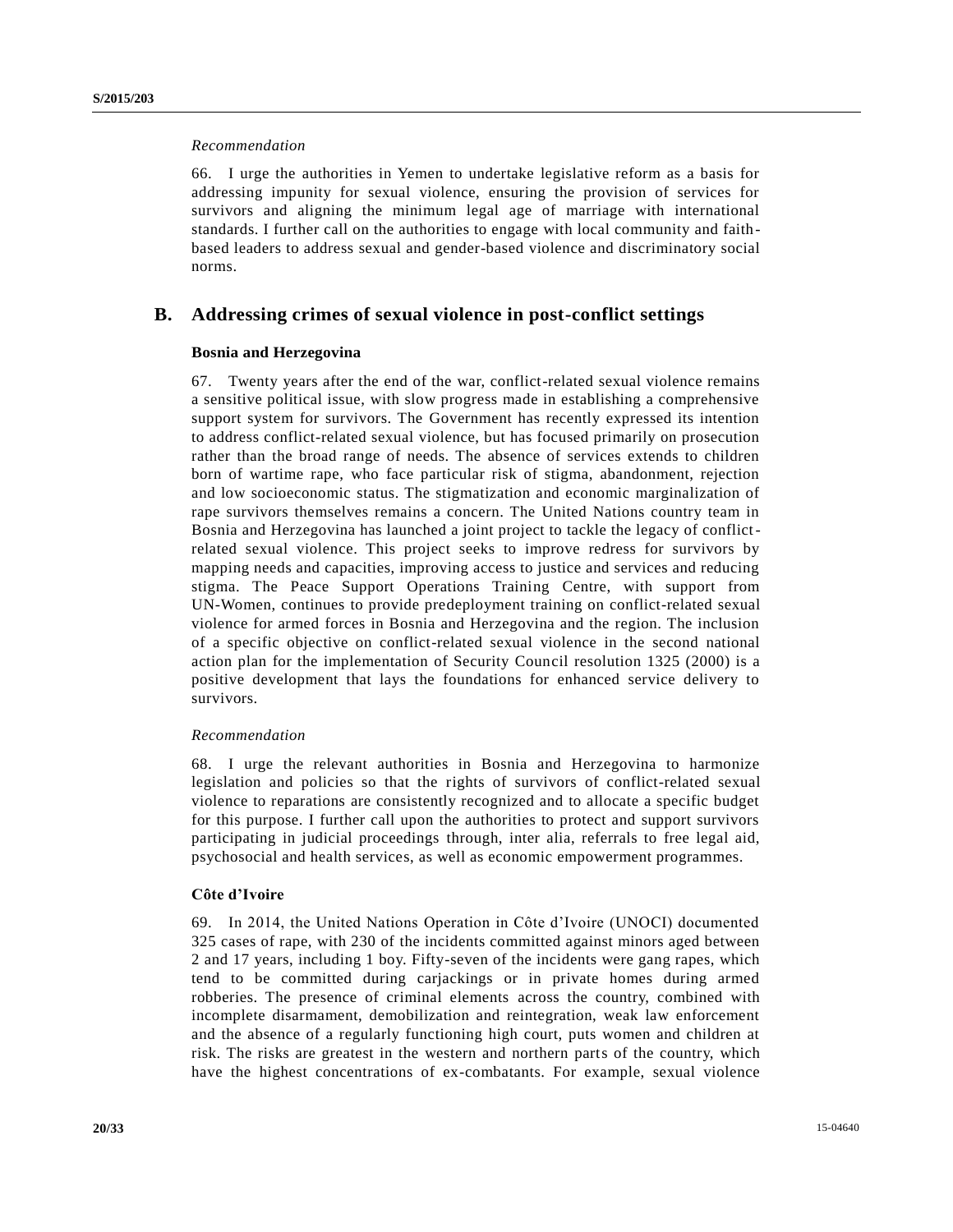*Recommendation*

66. I urge the authorities in Yemen to undertake legislative reform as a basis for addressing impunity for sexual violence, ensuring the provision of services for survivors and aligning the minimum legal age of marriage with international standards. I further call on the authorities to engage with local community and faith-based leaders to address sexual and gender-based violence and discriminatory social norms.

## B. Addressing crimes of sexual violence in post-conflict settings

### Bosnia and Herzegovina

67. Twenty years after the end of the war, conflict-related sexual violence remains a sensitive political issue, with slow progress made in establishing a comprehensive support system for survivors. The Government has recently expressed its intention to address conflict-related sexual violence, but has focused primarily on prosecution rather than the broad range of needs. The absence of services extends to children born of wartime rape, who face particular risk of stigma, abandonment, rejection and low socioeconomic status. The stigmatization and economic marginalization of rape survivors themselves remains a concern. The United Nations country team in Bosnia and Herzegovina has launched a joint project to tackle the legacy of conflict-related sexual violence. This project seeks to improve redress for survivors by mapping needs and capacities, improving access to justice and services and reducing stigma. The Peace Support Operations Training Centre, with support from UN-Women, continues to provide predeployment training on conflict-related sexual violence for armed forces in Bosnia and Herzegovina and the region. The inclusion of a specific objective on conflict-related sexual violence in the second national action plan for the implementation of Security Council resolution 1325 (2000) is a positive development that lays the foundations for enhanced service delivery to survivors.

*Recommendation*

68. I urge the relevant authorities in Bosnia and Herzegovina to harmonize legislation and policies so that the rights of survivors of conflict-related sexual violence to reparations are consistently recognized and to allocate a specific budget for this purpose. I further call upon the authorities to protect and support survivors participating in judicial proceedings through, inter alia, referrals to free legal aid, psychosocial and health services, as well as economic empowerment programmes.

### Côte d'Ivoire

69. In 2014, the United Nations Operation in Côte d'Ivoire (UNOCI) documented 325 cases of rape, with 230 of the incidents committed against minors aged between 2 and 17 years, including 1 boy. Fifty-seven of the incidents were gang rapes, which tend to be committed during carjackings or in private homes during armed robberies. The presence of criminal elements across the country, combined with incomplete disarmament, demobilization and reintegration, weak law enforcement and the absence of a regularly functioning high court, puts women and children at risk. The risks are greatest in the western and northern parts of the country, which have the highest concentrations of ex-combatants. For example, sexual violence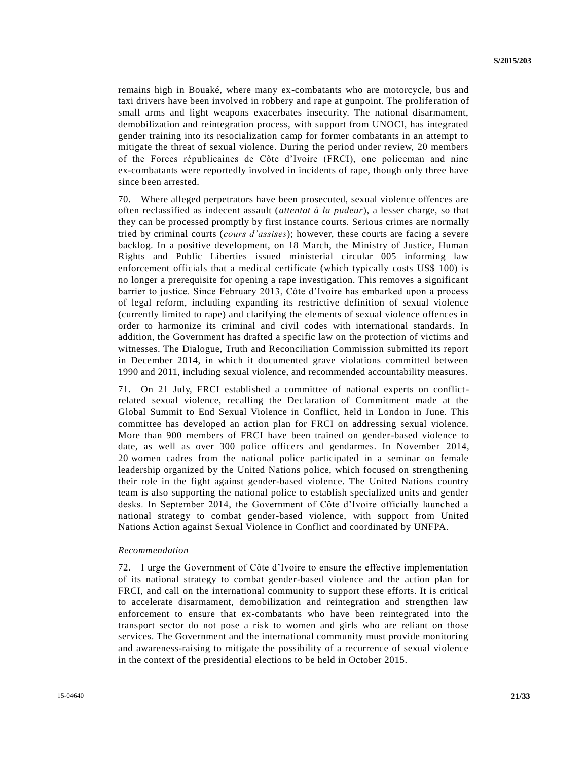remains high in Bouaké, where many ex-combatants who are motorcycle, bus and taxi drivers have been involved in robbery and rape at gunpoint. The proliferation of small arms and light weapons exacerbates insecurity. The national disarmament, demobilization and reintegration process, with support from UNOCI, has integrated gender training into its resocialization camp for former combatants in an attempt to mitigate the threat of sexual violence. During the period under review, 20 members of the Forces républicaines de Côte d'Ivoire (FRCI), one policeman and nine ex-combatants were reportedly involved in incidents of rape, though only three have since been arrested.

70. Where alleged perpetrators have been prosecuted, sexual violence offences are often reclassified as indecent assault (*attentat à la pudeur*), a lesser charge, so that they can be processed promptly by first instance courts. Serious crimes are normally tried by criminal courts (*cours d'assises*); however, these courts are facing a severe backlog. In a positive development, on 18 March, the Ministry of Justice, Human Rights and Public Liberties issued ministerial circular 005 informing law enforcement officials that a medical certificate (which typically costs US$ 100) is no longer a prerequisite for opening a rape investigation. This removes a significant barrier to justice. Since February 2013, Côte d'Ivoire has embarked upon a process of legal reform, including expanding its restrictive definition of sexual violence (currently limited to rape) and clarifying the elements of sexual violence offences in order to harmonize its criminal and civil codes with international standards. In addition, the Government has drafted a specific law on the protection of victims and witnesses. The Dialogue, Truth and Reconciliation Commission submitted its report in December 2014, in which it documented grave violations committed between 1990 and 2011, including sexual violence, and recommended accountability measures.

71. On 21 July, FRCI established a committee of national experts on conflict-related sexual violence, recalling the Declaration of Commitment made at the Global Summit to End Sexual Violence in Conflict, held in London in June. This committee has developed an action plan for FRCI on addressing sexual violence. More than 900 members of FRCI have been trained on gender-based violence to date, as well as over 300 police officers and gendarmes. In November 2014, 20 women cadres from the national police participated in a seminar on female leadership organized by the United Nations police, which focused on strengthening their role in the fight against gender-based violence. The United Nations country team is also supporting the national police to establish specialized units and gender desks. In September 2014, the Government of Côte d'Ivoire officially launched a national strategy to combat gender-based violence, with support from United Nations Action against Sexual Violence in Conflict and coordinated by UNFPA.

*Recommendation*

72. I urge the Government of Côte d'Ivoire to ensure the effective implementation of its national strategy to combat gender-based violence and the action plan for FRCI, and call on the international community to support these efforts. It is critical to accelerate disarmament, demobilization and reintegration and strengthen law enforcement to ensure that ex-combatants who have been reintegrated into the transport sector do not pose a risk to women and girls who are reliant on those services. The Government and the international community must provide monitoring and awareness-raising to mitigate the possibility of a recurrence of sexual violence in the context of the presidential elections to be held in October 2015.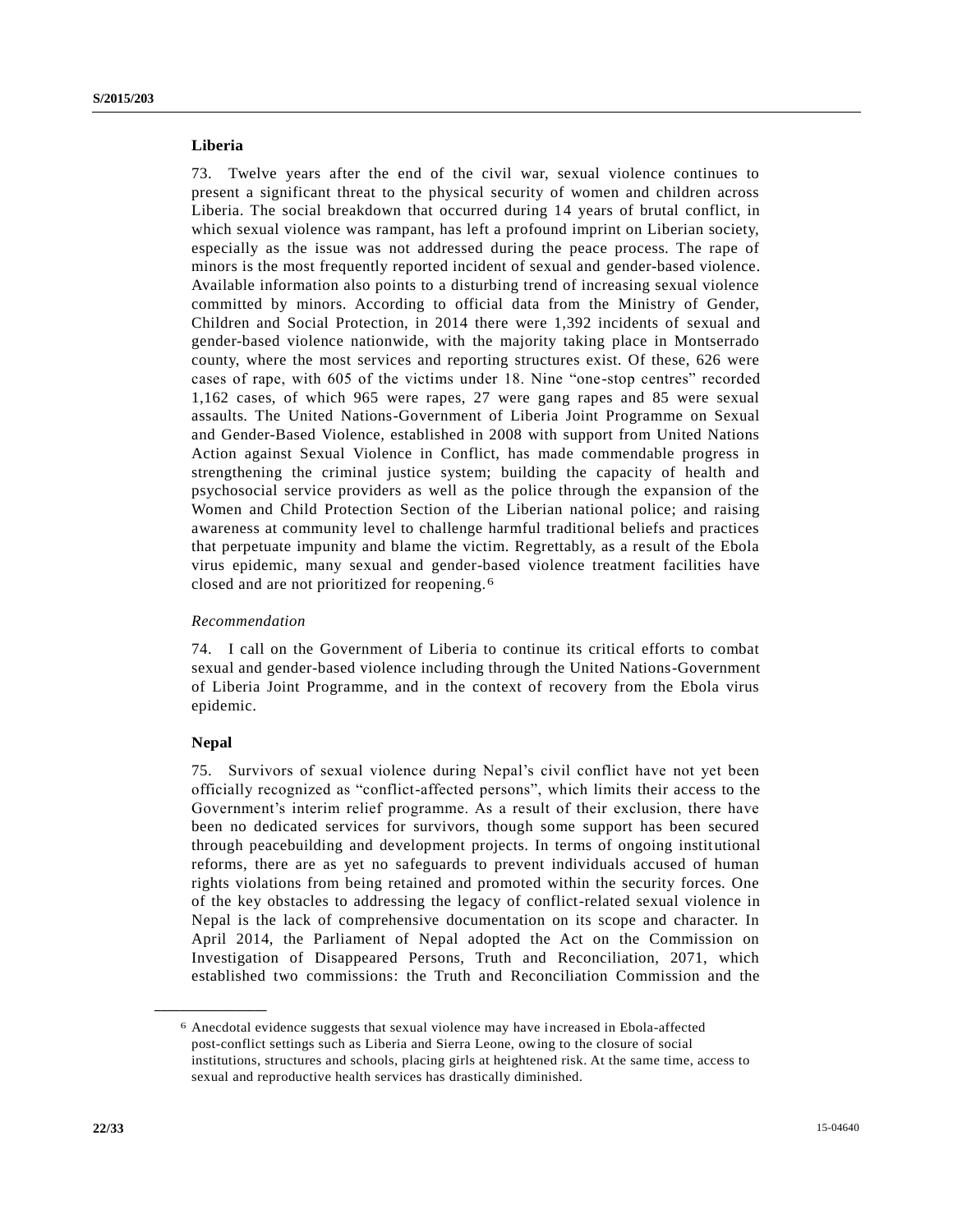**Liberia**

73. Twelve years after the end of the civil war, sexual violence continues to present a significant threat to the physical security of women and children across Liberia. The social breakdown that occurred during 14 years of brutal conflict, in which sexual violence was rampant, has left a profound imprint on Liberian society, especially as the issue was not addressed during the peace process. The rape of minors is the most frequently reported incident of sexual and gender-based violence. Available information also points to a disturbing trend of increasing sexual violence committed by minors. According to official data from the Ministry of Gender, Children and Social Protection, in 2014 there were 1,392 incidents of sexual and gender-based violence nationwide, with the majority taking place in Montserrado county, where the most services and reporting structures exist. Of these, 626 were cases of rape, with 605 of the victims under 18. Nine "one-stop centres" recorded 1,162 cases, of which 965 were rapes, 27 were gang rapes and 85 were sexual assaults. The United Nations-Government of Liberia Joint Programme on Sexual and Gender-Based Violence, established in 2008 with support from United Nations Action against Sexual Violence in Conflict, has made commendable progress in strengthening the criminal justice system; building the capacity of health and psychosocial service providers as well as the police through the expansion of the Women and Child Protection Section of the Liberian national police; and raising awareness at community level to challenge harmful traditional beliefs and practices that perpetuate impunity and blame the victim. Regrettably, as a result of the Ebola virus epidemic, many sexual and gender-based violence treatment facilities have closed and are not prioritized for reopening.[6]

*Recommendation*

74. I call on the Government of Liberia to continue its critical efforts to combat sexual and gender-based violence including through the United Nations-Government of Liberia Joint Programme, and in the context of recovery from the Ebola virus epidemic.

**Nepal**

75. Survivors of sexual violence during Nepal's civil conflict have not yet been officially recognized as "conflict-affected persons", which limits their access to the Government's interim relief programme. As a result of their exclusion, there have been no dedicated services for survivors, though some support has been secured through peacebuilding and development projects. In terms of ongoing institutional reforms, there are as yet no safeguards to prevent individuals accused of human rights violations from being retained and promoted within the security forces. One of the key obstacles to addressing the legacy of conflict-related sexual violence in Nepal is the lack of comprehensive documentation on its scope and character. In April 2014, the Parliament of Nepal adopted the Act on the Commission on Investigation of Disappeared Persons, Truth and Reconciliation, 2071, which established two commissions: the Truth and Reconciliation Commission and the

---

[6] Anecdotal evidence suggests that sexual violence may have increased in Ebola-affected post-conflict settings such as Liberia and Sierra Leone, owing to the closure of social institutions, structures and schools, placing girls at heightened risk. At the same time, access to sexual and reproductive health services has drastically diminished.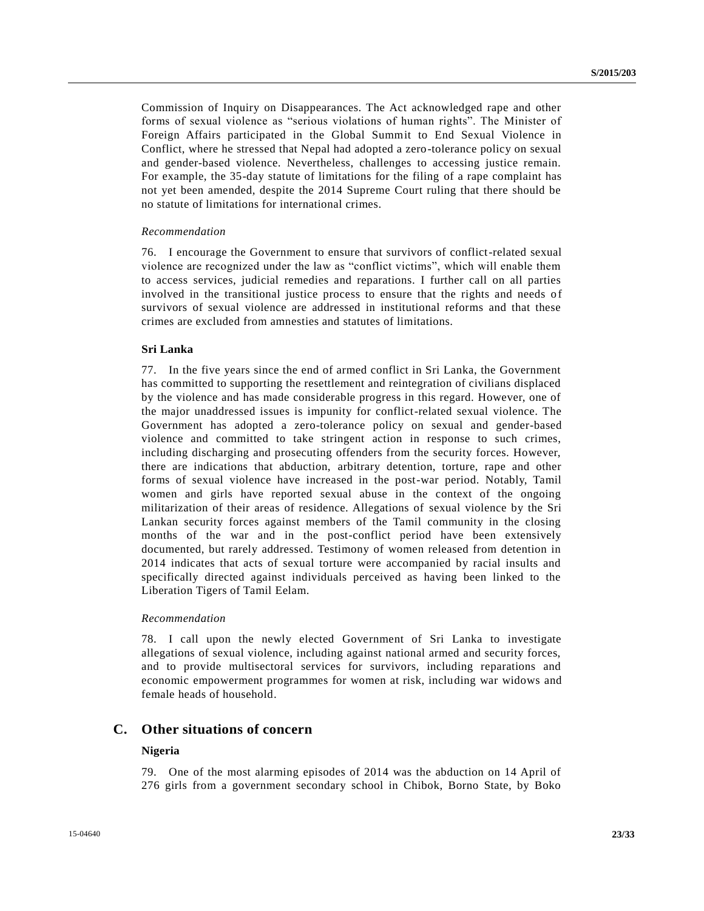Commission of Inquiry on Disappearances. The Act acknowledged rape and other forms of sexual violence as "serious violations of human rights". The Minister of Foreign Affairs participated in the Global Summit to End Sexual Violence in Conflict, where he stressed that Nepal had adopted a zero-tolerance policy on sexual and gender-based violence. Nevertheless, challenges to accessing justice remain. For example, the 35-day statute of limitations for the filing of a rape complaint has not yet been amended, despite the 2014 Supreme Court ruling that there should be no statute of limitations for international crimes.

*Recommendation*

76. I encourage the Government to ensure that survivors of conflict-related sexual violence are recognized under the law as "conflict victims", which will enable them to access services, judicial remedies and reparations. I further call on all parties involved in the transitional justice process to ensure that the rights and needs of survivors of sexual violence are addressed in institutional reforms and that these crimes are excluded from amnesties and statutes of limitations.

**Sri Lanka**

77. In the five years since the end of armed conflict in Sri Lanka, the Government has committed to supporting the resettlement and reintegration of civilians displaced by the violence and has made considerable progress in this regard. However, one of the major unaddressed issues is impunity for conflict-related sexual violence. The Government has adopted a zero-tolerance policy on sexual and gender-based violence and committed to take stringent action in response to such crimes, including discharging and prosecuting offenders from the security forces. However, there are indications that abduction, arbitrary detention, torture, rape and other forms of sexual violence have increased in the post-war period. Notably, Tamil women and girls have reported sexual abuse in the context of the ongoing militarization of their areas of residence. Allegations of sexual violence by the Sri Lankan security forces against members of the Tamil community in the closing months of the war and in the post-conflict period have been extensively documented, but rarely addressed. Testimony of women released from detention in 2014 indicates that acts of sexual torture were accompanied by racial insults and specifically directed against individuals perceived as having been linked to the Liberation Tigers of Tamil Eelam.

*Recommendation*

78. I call upon the newly elected Government of Sri Lanka to investigate allegations of sexual violence, including against national armed and security forces, and to provide multisectoral services for survivors, including reparations and economic empowerment programmes for women at risk, including war widows and female heads of household.

## C. Other situations of concern

**Nigeria**

79. One of the most alarming episodes of 2014 was the abduction on 14 April of 276 girls from a government secondary school in Chibok, Borno State, by Boko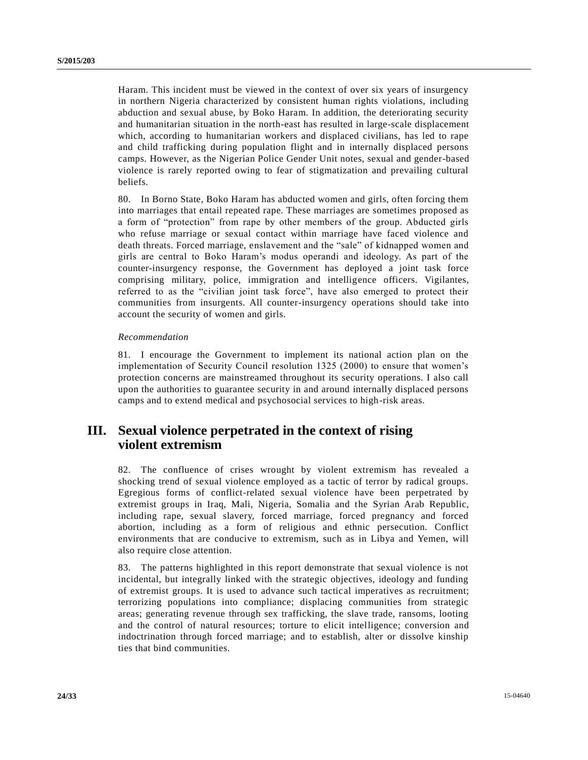Haram. This incident must be viewed in the context of over six years of insurgency in northern Nigeria characterized by consistent human rights violations, including abduction and sexual abuse, by Boko Haram. In addition, the deteriorating security and humanitarian situation in the north-east has resulted in large-scale displacement which, according to humanitarian workers and displaced civilians, has led to rape and child trafficking during population flight and in internally displaced persons camps. However, as the Nigerian Police Gender Unit notes, sexual and gender-based violence is rarely reported owing to fear of stigmatization and prevailing cultural beliefs.

80. In Borno State, Boko Haram has abducted women and girls, often forcing them into marriages that entail repeated rape. These marriages are sometimes proposed as a form of "protection" from rape by other members of the group. Abducted girls who refuse marriage or sexual contact within marriage have faced violence and death threats. Forced marriage, enslavement and the "sale" of kidnapped women and girls are central to Boko Haram's modus operandi and ideology. As part of the counter-insurgency response, the Government has deployed a joint task force comprising military, police, immigration and intelligence officers. Vigilantes, referred to as the "civilian joint task force", have also emerged to protect their communities from insurgents. All counter-insurgency operations should take into account the security of women and girls.

*Recommendation*

81. I encourage the Government to implement its national action plan on the implementation of Security Council resolution 1325 (2000) to ensure that women's protection concerns are mainstreamed throughout its security operations. I also call upon the authorities to guarantee security in and around internally displaced persons camps and to extend medical and psychosocial services to high-risk areas.

## III. Sexual violence perpetrated in the context of rising violent extremism

82. The confluence of crises wrought by violent extremism has revealed a shocking trend of sexual violence employed as a tactic of terror by radical groups. Egregious forms of conflict-related sexual violence have been perpetrated by extremist groups in Iraq, Mali, Nigeria, Somalia and the Syrian Arab Republic, including rape, sexual slavery, forced marriage, forced pregnancy and forced abortion, including as a form of religious and ethnic persecution. Conflict environments that are conducive to extremism, such as in Libya and Yemen, will also require close attention.

83. The patterns highlighted in this report demonstrate that sexual violence is not incidental, but integrally linked with the strategic objectives, ideology and funding of extremist groups. It is used to advance such tactical imperatives as recruitment; terrorizing populations into compliance; displacing communities from strategic areas; generating revenue through sex trafficking, the slave trade, ransoms, looting and the control of natural resources; torture to elicit intelligence; conversion and indoctrination through forced marriage; and to establish, alter or dissolve kinship ties that bind communities.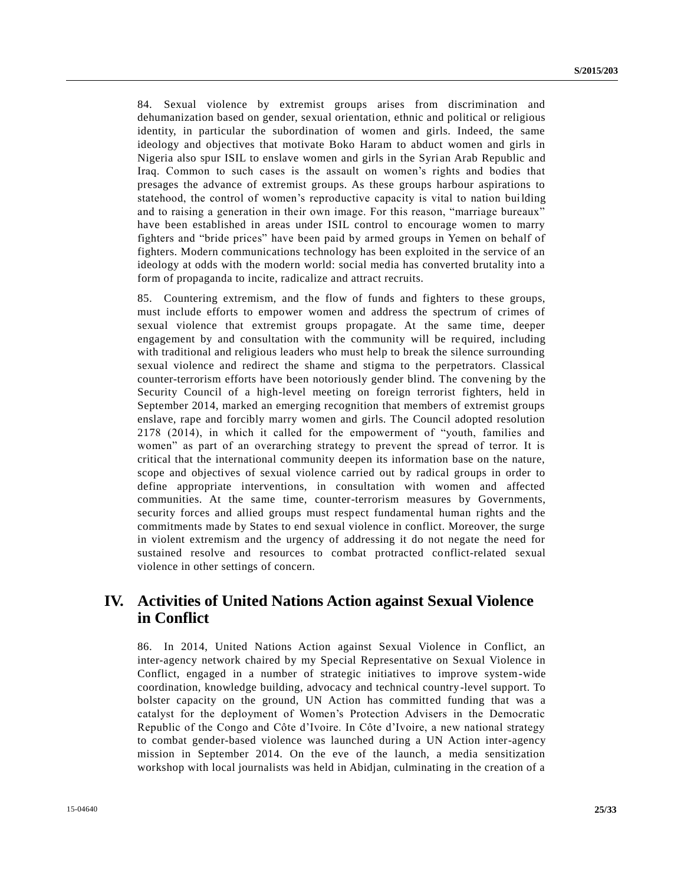84. Sexual violence by extremist groups arises from discrimination and dehumanization based on gender, sexual orientation, ethnic and political or religious identity, in particular the subordination of women and girls. Indeed, the same ideology and objectives that motivate Boko Haram to abduct women and girls in Nigeria also spur ISIL to enslave women and girls in the Syrian Arab Republic and Iraq. Common to such cases is the assault on women's rights and bodies that presages the advance of extremist groups. As these groups harbour aspirations to statehood, the control of women's reproductive capacity is vital to nation building and to raising a generation in their own image. For this reason, "marriage bureaux" have been established in areas under ISIL control to encourage women to marry fighters and "bride prices" have been paid by armed groups in Yemen on behalf of fighters. Modern communications technology has been exploited in the service of an ideology at odds with the modern world: social media has converted brutality into a form of propaganda to incite, radicalize and attract recruits.

85. Countering extremism, and the flow of funds and fighters to these groups, must include efforts to empower women and address the spectrum of crimes of sexual violence that extremist groups propagate. At the same time, deeper engagement by and consultation with the community will be required, including with traditional and religious leaders who must help to break the silence surrounding sexual violence and redirect the shame and stigma to the perpetrators. Classical counter-terrorism efforts have been notoriously gender blind. The convening by the Security Council of a high-level meeting on foreign terrorist fighters, held in September 2014, marked an emerging recognition that members of extremist groups enslave, rape and forcibly marry women and girls. The Council adopted resolution 2178 (2014), in which it called for the empowerment of "youth, families and women" as part of an overarching strategy to prevent the spread of terror. It is critical that the international community deepen its information base on the nature, scope and objectives of sexual violence carried out by radical groups in order to define appropriate interventions, in consultation with women and affected communities. At the same time, counter-terrorism measures by Governments, security forces and allied groups must respect fundamental human rights and the commitments made by States to end sexual violence in conflict. Moreover, the surge in violent extremism and the urgency of addressing it do not negate the need for sustained resolve and resources to combat protracted conflict-related sexual violence in other settings of concern.

# IV. Activities of United Nations Action against Sexual Violence in Conflict

86. In 2014, United Nations Action against Sexual Violence in Conflict, an inter-agency network chaired by my Special Representative on Sexual Violence in Conflict, engaged in a number of strategic initiatives to improve system-wide coordination, knowledge building, advocacy and technical country-level support. To bolster capacity on the ground, UN Action has committed funding that was a catalyst for the deployment of Women's Protection Advisers in the Democratic Republic of the Congo and Côte d'Ivoire. In Côte d'Ivoire, a new national strategy to combat gender-based violence was launched during a UN Action inter-agency mission in September 2014. On the eve of the launch, a media sensitization workshop with local journalists was held in Abidjan, culminating in the creation of a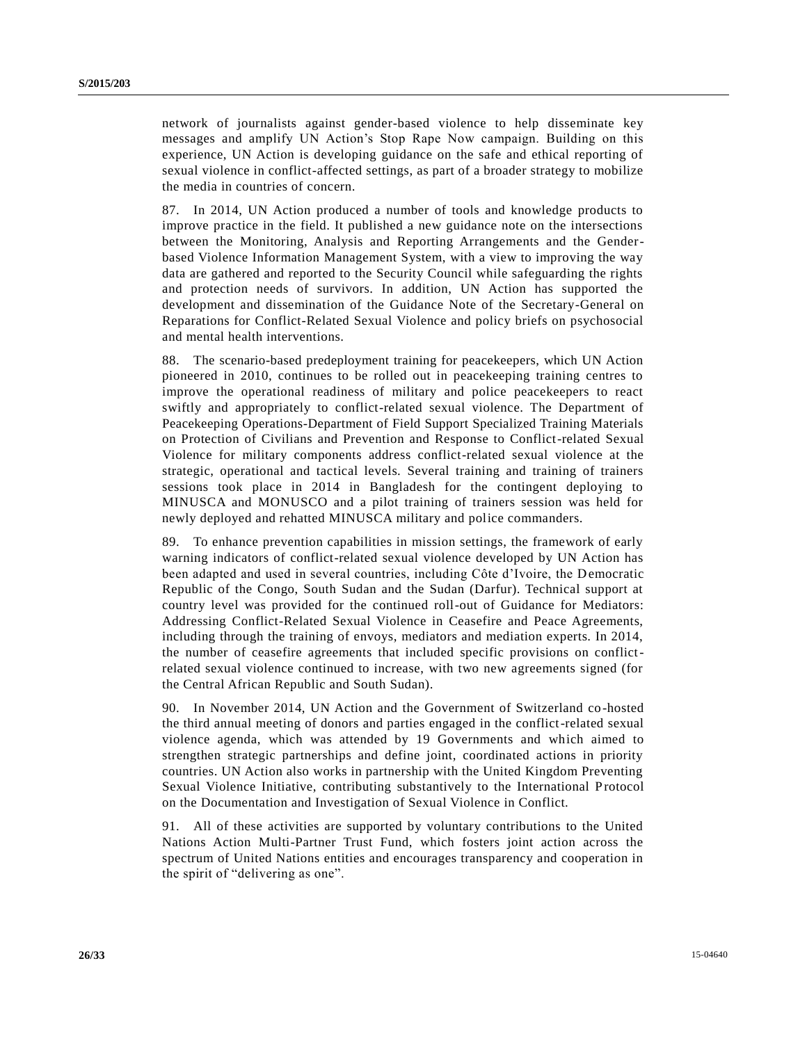network of journalists against gender-based violence to help disseminate key messages and amplify UN Action's Stop Rape Now campaign. Building on this experience, UN Action is developing guidance on the safe and ethical reporting of sexual violence in conflict-affected settings, as part of a broader strategy to mobilize the media in countries of concern.

87. In 2014, UN Action produced a number of tools and knowledge products to improve practice in the field. It published a new guidance note on the intersections between the Monitoring, Analysis and Reporting Arrangements and the Gender-based Violence Information Management System, with a view to improving the way data are gathered and reported to the Security Council while safeguarding the rights and protection needs of survivors. In addition, UN Action has supported the development and dissemination of the Guidance Note of the Secretary-General on Reparations for Conflict-Related Sexual Violence and policy briefs on psychosocial and mental health interventions.

88. The scenario-based predeployment training for peacekeepers, which UN Action pioneered in 2010, continues to be rolled out in peacekeeping training centres to improve the operational readiness of military and police peacekeepers to react swiftly and appropriately to conflict-related sexual violence. The Department of Peacekeeping Operations-Department of Field Support Specialized Training Materials on Protection of Civilians and Prevention and Response to Conflict-related Sexual Violence for military components address conflict-related sexual violence at the strategic, operational and tactical levels. Several training and training of trainers sessions took place in 2014 in Bangladesh for the contingent deploying to MINUSCA and MONUSCO and a pilot training of trainers session was held for newly deployed and rehatted MINUSCA military and police commanders.

89. To enhance prevention capabilities in mission settings, the framework of early warning indicators of conflict-related sexual violence developed by UN Action has been adapted and used in several countries, including Côte d'Ivoire, the Democratic Republic of the Congo, South Sudan and the Sudan (Darfur). Technical support at country level was provided for the continued roll-out of Guidance for Mediators: Addressing Conflict-Related Sexual Violence in Ceasefire and Peace Agreements, including through the training of envoys, mediators and mediation experts. In 2014, the number of ceasefire agreements that included specific provisions on conflict-related sexual violence continued to increase, with two new agreements signed (for the Central African Republic and South Sudan).

90. In November 2014, UN Action and the Government of Switzerland co-hosted the third annual meeting of donors and parties engaged in the conflict-related sexual violence agenda, which was attended by 19 Governments and which aimed to strengthen strategic partnerships and define joint, coordinated actions in priority countries. UN Action also works in partnership with the United Kingdom Preventing Sexual Violence Initiative, contributing substantively to the International Protocol on the Documentation and Investigation of Sexual Violence in Conflict.

91. All of these activities are supported by voluntary contributions to the United Nations Action Multi-Partner Trust Fund, which fosters joint action across the spectrum of United Nations entities and encourages transparency and cooperation in the spirit of "delivering as one".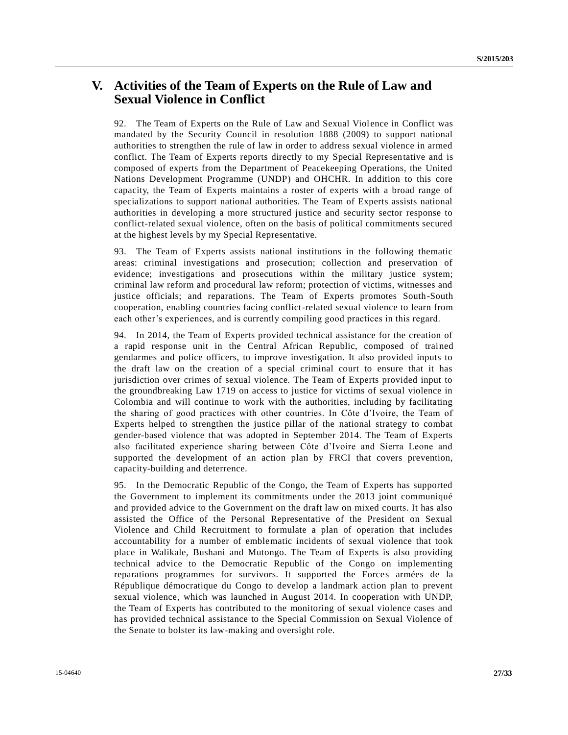## V. Activities of the Team of Experts on the Rule of Law and Sexual Violence in Conflict

92. The Team of Experts on the Rule of Law and Sexual Violence in Conflict was mandated by the Security Council in resolution 1888 (2009) to support national authorities to strengthen the rule of law in order to address sexual violence in armed conflict. The Team of Experts reports directly to my Special Representative and is composed of experts from the Department of Peacekeeping Operations, the United Nations Development Programme (UNDP) and OHCHR. In addition to this core capacity, the Team of Experts maintains a roster of experts with a broad range of specializations to support national authorities. The Team of Experts assists national authorities in developing a more structured justice and security sector response to conflict-related sexual violence, often on the basis of political commitments secured at the highest levels by my Special Representative.

93. The Team of Experts assists national institutions in the following thematic areas: criminal investigations and prosecution; collection and preservation of evidence; investigations and prosecutions within the military justice system; criminal law reform and procedural law reform; protection of victims, witnesses and justice officials; and reparations. The Team of Experts promotes South-South cooperation, enabling countries facing conflict-related sexual violence to learn from each other's experiences, and is currently compiling good practices in this regard.

94. In 2014, the Team of Experts provided technical assistance for the creation of a rapid response unit in the Central African Republic, composed of trained gendarmes and police officers, to improve investigation. It also provided inputs to the draft law on the creation of a special criminal court to ensure that it has jurisdiction over crimes of sexual violence. The Team of Experts provided input to the groundbreaking Law 1719 on access to justice for victims of sexual violence in Colombia and will continue to work with the authorities, including by facilitating the sharing of good practices with other countries. In Côte d'Ivoire, the Team of Experts helped to strengthen the justice pillar of the national strategy to combat gender-based violence that was adopted in September 2014. The Team of Experts also facilitated experience sharing between Côte d'Ivoire and Sierra Leone and supported the development of an action plan by FRCI that covers prevention, capacity-building and deterrence.

95. In the Democratic Republic of the Congo, the Team of Experts has supported the Government to implement its commitments under the 2013 joint communiqué and provided advice to the Government on the draft law on mixed courts. It has also assisted the Office of the Personal Representative of the President on Sexual Violence and Child Recruitment to formulate a plan of operation that includes accountability for a number of emblematic incidents of sexual violence that took place in Walikale, Bushani and Mutongo. The Team of Experts is also providing technical advice to the Democratic Republic of the Congo on implementing reparations programmes for survivors. It supported the Forces armées de la République démocratique du Congo to develop a landmark action plan to prevent sexual violence, which was launched in August 2014. In cooperation with UNDP, the Team of Experts has contributed to the monitoring of sexual violence cases and has provided technical assistance to the Special Commission on Sexual Violence of the Senate to bolster its law-making and oversight role.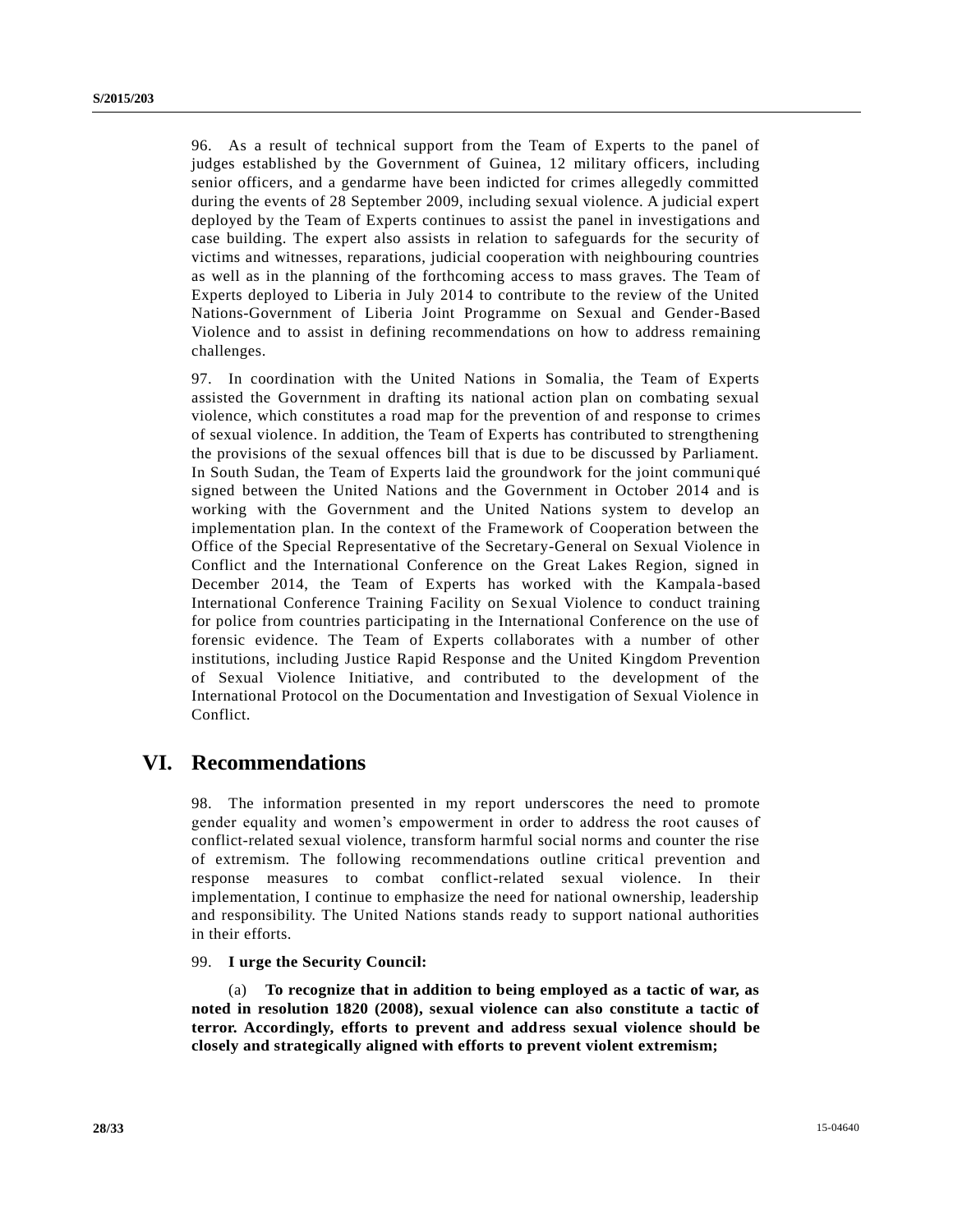96. As a result of technical support from the Team of Experts to the panel of judges established by the Government of Guinea, 12 military officers, including senior officers, and a gendarme have been indicted for crimes allegedly committed during the events of 28 September 2009, including sexual violence. A judicial expert deployed by the Team of Experts continues to assist the panel in investigations and case building. The expert also assists in relation to safeguards for the security of victims and witnesses, reparations, judicial cooperation with neighbouring countries as well as in the planning of the forthcoming access to mass graves. The Team of Experts deployed to Liberia in July 2014 to contribute to the review of the United Nations-Government of Liberia Joint Programme on Sexual and Gender-Based Violence and to assist in defining recommendations on how to address remaining challenges.

97. In coordination with the United Nations in Somalia, the Team of Experts assisted the Government in drafting its national action plan on combating sexual violence, which constitutes a road map for the prevention of and response to crimes of sexual violence. In addition, the Team of Experts has contributed to strengthening the provisions of the sexual offences bill that is due to be discussed by Parliament. In South Sudan, the Team of Experts laid the groundwork for the joint communiqué signed between the United Nations and the Government in October 2014 and is working with the Government and the United Nations system to develop an implementation plan. In the context of the Framework of Cooperation between the Office of the Special Representative of the Secretary-General on Sexual Violence in Conflict and the International Conference on the Great Lakes Region, signed in December 2014, the Team of Experts has worked with the Kampala-based International Conference Training Facility on Sexual Violence to conduct training for police from countries participating in the International Conference on the use of forensic evidence. The Team of Experts collaborates with a number of other institutions, including Justice Rapid Response and the United Kingdom Prevention of Sexual Violence Initiative, and contributed to the development of the International Protocol on the Documentation and Investigation of Sexual Violence in Conflict.

# VI. Recommendations

98. The information presented in my report underscores the need to promote gender equality and women's empowerment in order to address the root causes of conflict-related sexual violence, transform harmful social norms and counter the rise of extremism. The following recommendations outline critical prevention and response measures to combat conflict-related sexual violence. In their implementation, I continue to emphasize the need for national ownership, leadership and responsibility. The United Nations stands ready to support national authorities in their efforts.

99. **I urge the Security Council:**

(a) **To recognize that in addition to being employed as a tactic of war, as noted in resolution 1820 (2008), sexual violence can also constitute a tactic of terror. Accordingly, efforts to prevent and address sexual violence should be closely and strategically aligned with efforts to prevent violent extremism;**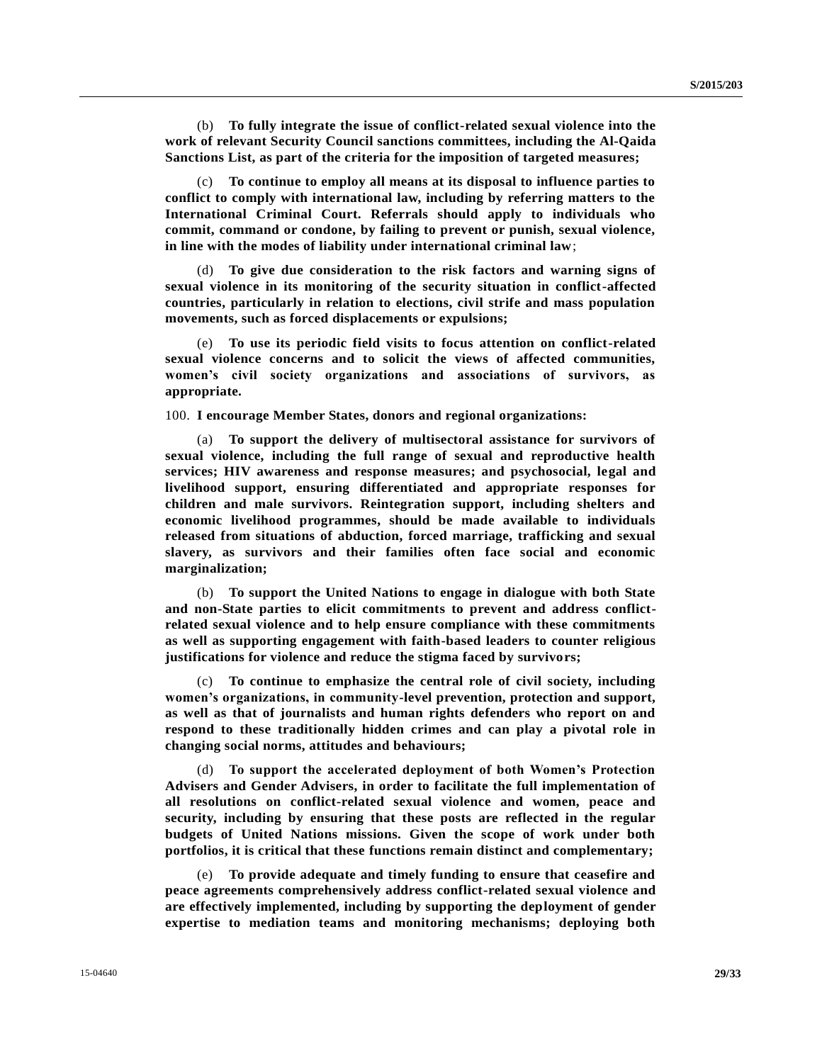(b) **To fully integrate the issue of conflict-related sexual violence into the work of relevant Security Council sanctions committees, including the Al-Qaida Sanctions List, as part of the criteria for the imposition of targeted measures;**

(c) **To continue to employ all means at its disposal to influence parties to conflict to comply with international law, including by referring matters to the International Criminal Court. Referrals should apply to individuals who commit, command or condone, by failing to prevent or punish, sexual violence, in line with the modes of liability under international criminal law**;

(d) **To give due consideration to the risk factors and warning signs of sexual violence in its monitoring of the security situation in conflict-affected countries, particularly in relation to elections, civil strife and mass population movements, such as forced displacements or expulsions;**

(e) **To use its periodic field visits to focus attention on conflict-related sexual violence concerns and to solicit the views of affected communities, women's civil society organizations and associations of survivors, as appropriate.**

100. **I encourage Member States, donors and regional organizations:**

(a) **To support the delivery of multisectoral assistance for survivors of sexual violence, including the full range of sexual and reproductive health services; HIV awareness and response measures; and psychosocial, legal and livelihood support, ensuring differentiated and appropriate responses for children and male survivors. Reintegration support, including shelters and economic livelihood programmes, should be made available to individuals released from situations of abduction, forced marriage, trafficking and sexual slavery, as survivors and their families often face social and economic marginalization;**

(b) **To support the United Nations to engage in dialogue with both State and non-State parties to elicit commitments to prevent and address conflict-related sexual violence and to help ensure compliance with these commitments as well as supporting engagement with faith-based leaders to counter religious justifications for violence and reduce the stigma faced by survivors;**

(c) **To continue to emphasize the central role of civil society, including women's organizations, in community-level prevention, protection and support, as well as that of journalists and human rights defenders who report on and respond to these traditionally hidden crimes and can play a pivotal role in changing social norms, attitudes and behaviours;**

(d) **To support the accelerated deployment of both Women's Protection Advisers and Gender Advisers, in order to facilitate the full implementation of all resolutions on conflict-related sexual violence and women, peace and security, including by ensuring that these posts are reflected in the regular budgets of United Nations missions. Given the scope of work under both portfolios, it is critical that these functions remain distinct and complementary;**

(e) **To provide adequate and timely funding to ensure that ceasefire and peace agreements comprehensively address conflict-related sexual violence and are effectively implemented, including by supporting the deployment of gender expertise to mediation teams and monitoring mechanisms; deploying both**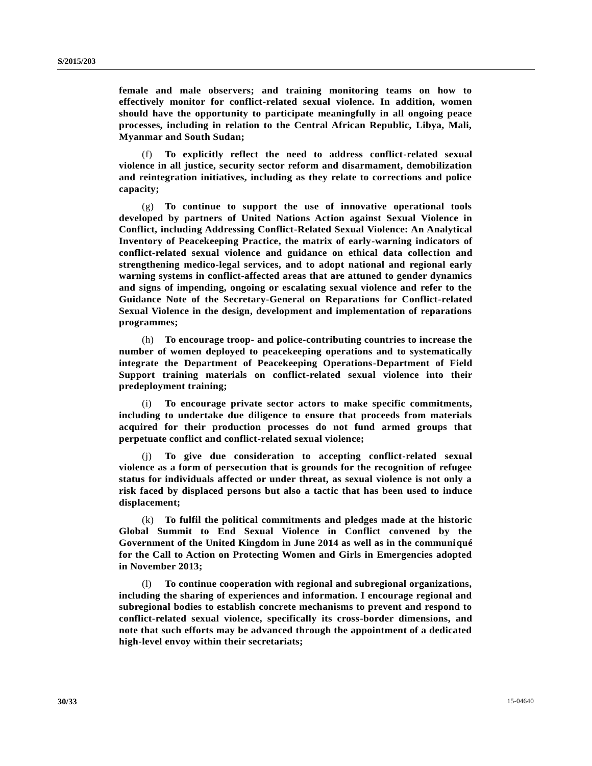**female and male observers; and training monitoring teams on how to effectively monitor for conflict-related sexual violence. In addition, women should have the opportunity to participate meaningfully in all ongoing peace processes, including in relation to the Central African Republic, Libya, Mali, Myanmar and South Sudan;**

(f) **To explicitly reflect the need to address conflict-related sexual violence in all justice, security sector reform and disarmament, demobilization and reintegration initiatives, including as they relate to corrections and police capacity;**

(g) **To continue to support the use of innovative operational tools developed by partners of United Nations Action against Sexual Violence in Conflict, including Addressing Conflict-Related Sexual Violence: An Analytical Inventory of Peacekeeping Practice, the matrix of early-warning indicators of conflict-related sexual violence and guidance on ethical data collection and strengthening medico-legal services, and to adopt national and regional early warning systems in conflict-affected areas that are attuned to gender dynamics and signs of impending, ongoing or escalating sexual violence and refer to the Guidance Note of the Secretary-General on Reparations for Conflict-related Sexual Violence in the design, development and implementation of reparations programmes;**

(h) **To encourage troop- and police-contributing countries to increase the number of women deployed to peacekeeping operations and to systematically integrate the Department of Peacekeeping Operations-Department of Field Support training materials on conflict-related sexual violence into their predeployment training;**

(i) **To encourage private sector actors to make specific commitments, including to undertake due diligence to ensure that proceeds from materials acquired for their production processes do not fund armed groups that perpetuate conflict and conflict-related sexual violence;**

(j) **To give due consideration to accepting conflict-related sexual violence as a form of persecution that is grounds for the recognition of refugee status for individuals affected or under threat, as sexual violence is not only a risk faced by displaced persons but also a tactic that has been used to induce displacement;**

(k) **To fulfil the political commitments and pledges made at the historic Global Summit to End Sexual Violence in Conflict convened by the Government of the United Kingdom in June 2014 as well as in the communiqué for the Call to Action on Protecting Women and Girls in Emergencies adopted in November 2013;**

(l) **To continue cooperation with regional and subregional organizations, including the sharing of experiences and information. I encourage regional and subregional bodies to establish concrete mechanisms to prevent and respond to conflict-related sexual violence, specifically its cross-border dimensions, and note that such efforts may be advanced through the appointment of a dedicated high-level envoy within their secretariats;**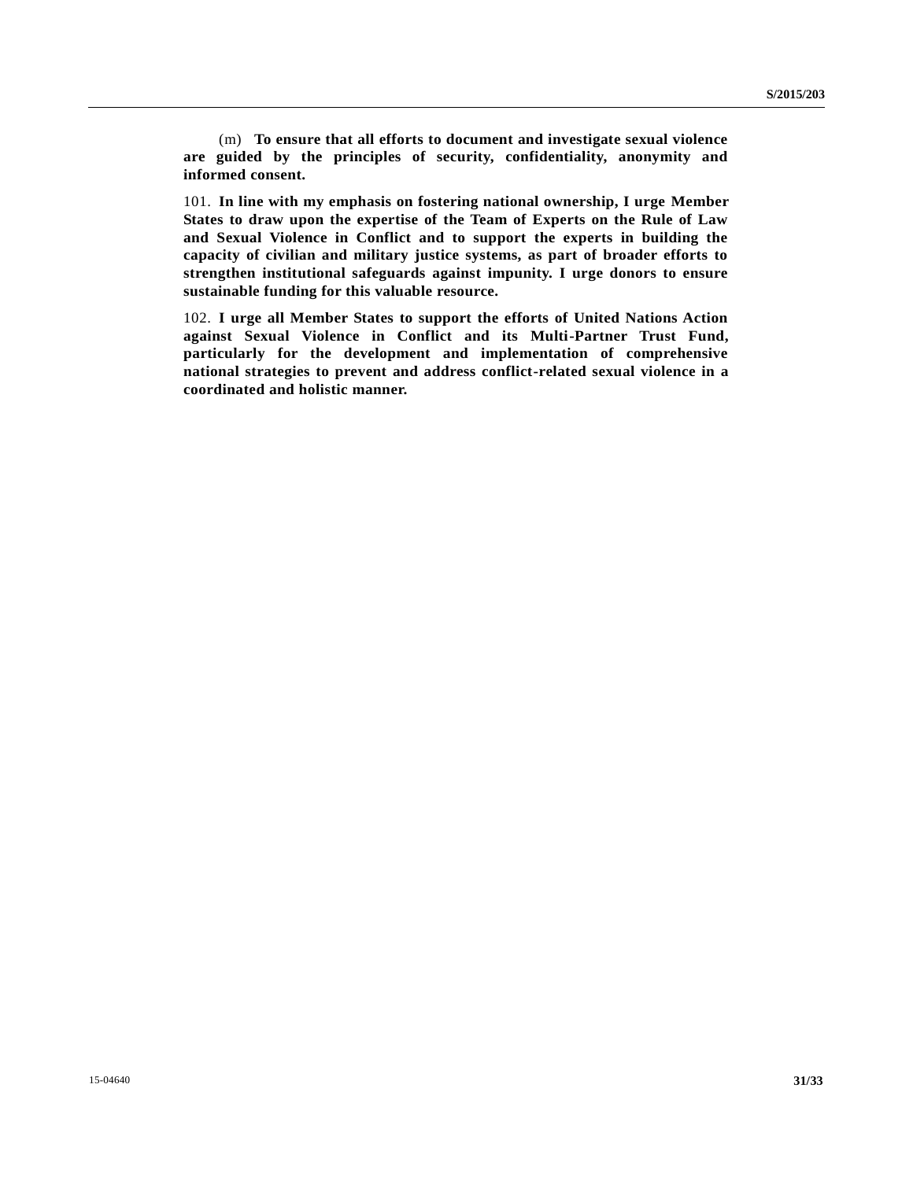(m) **To ensure that all efforts to document and investigate sexual violence are guided by the principles of security, confidentiality, anonymity and informed consent.**

101. **In line with my emphasis on fostering national ownership, I urge Member States to draw upon the expertise of the Team of Experts on the Rule of Law and Sexual Violence in Conflict and to support the experts in building the capacity of civilian and military justice systems, as part of broader efforts to strengthen institutional safeguards against impunity. I urge donors to ensure sustainable funding for this valuable resource.**

102. **I urge all Member States to support the efforts of United Nations Action against Sexual Violence in Conflict and its Multi-Partner Trust Fund, particularly for the development and implementation of comprehensive national strategies to prevent and address conflict-related sexual violence in a coordinated and holistic manner.**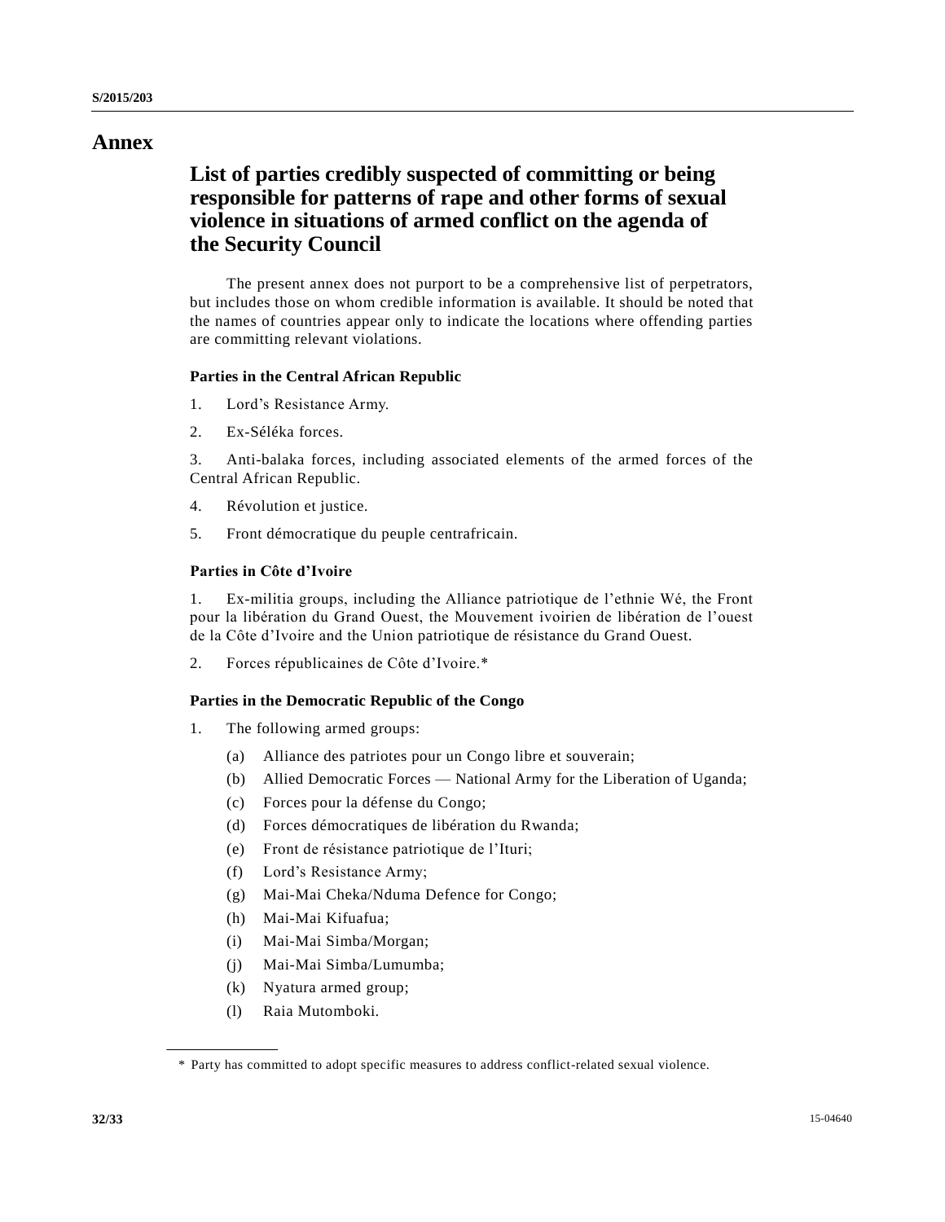# Annex

## List of parties credibly suspected of committing or being responsible for patterns of rape and other forms of sexual violence in situations of armed conflict on the agenda of the Security Council

The present annex does not purport to be a comprehensive list of perpetrators, but includes those on whom credible information is available. It should be noted that the names of countries appear only to indicate the locations where offending parties are committing relevant violations.

### Parties in the Central African Republic

1. Lord's Resistance Army.
2. Ex-Séléka forces.
3. Anti-balaka forces, including associated elements of the armed forces of the Central African Republic.
4. Révolution et justice.
5. Front démocratique du peuple centrafricain.

### Parties in Côte d'Ivoire

1. Ex-militia groups, including the Alliance patriotique de l'ethnie Wé, the Front pour la libération du Grand Ouest, the Mouvement ivoirien de libération de l'ouest de la Côte d'Ivoire and the Union patriotique de résistance du Grand Ouest.
2. Forces républicaines de Côte d'Ivoire.*

### Parties in the Democratic Republic of the Congo

1. The following armed groups:
   - (a) Alliance des patriotes pour un Congo libre et souverain;
   - (b) Allied Democratic Forces — National Army for the Liberation of Uganda;
   - (c) Forces pour la défense du Congo;
   - (d) Forces démocratiques de libération du Rwanda;
   - (e) Front de résistance patriotique de l'Ituri;
   - (f) Lord's Resistance Army;
   - (g) Mai-Mai Cheka/Nduma Defence for Congo;
   - (h) Mai-Mai Kifuafua;
   - (i) Mai-Mai Simba/Morgan;
   - (j) Mai-Mai Simba/Lumumba;
   - (k) Nyatura armed group;
   - (l) Raia Mutomboki.

---

\* Party has committed to adopt specific measures to address conflict-related sexual violence.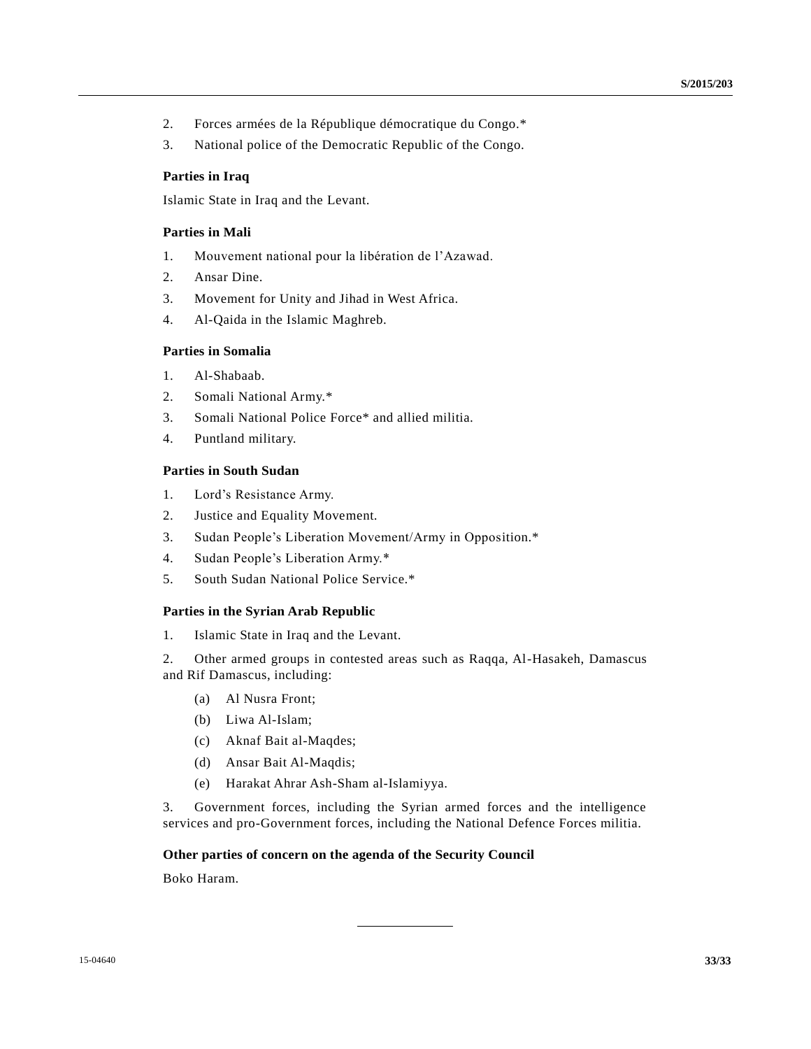2. Forces armées de la République démocratique du Congo.*

3. National police of the Democratic Republic of the Congo.

**Parties in Iraq**

Islamic State in Iraq and the Levant.

**Parties in Mali**

1. Mouvement national pour la libération de l’Azawad.

2. Ansar Dine.

3. Movement for Unity and Jihad in West Africa.

4. Al-Qaida in the Islamic Maghreb.

**Parties in Somalia**

1. Al-Shabaab.

2. Somali National Army.*

3. Somali National Police Force* and allied militia.

4. Puntland military.

**Parties in South Sudan**

1. Lord’s Resistance Army.

2. Justice and Equality Movement.

3. Sudan People’s Liberation Movement/Army in Opposition.*

4. Sudan People’s Liberation Army.*

5. South Sudan National Police Service.*

**Parties in the Syrian Arab Republic**

1. Islamic State in Iraq and the Levant.

2. Other armed groups in contested areas such as Raqqa, Al-Hasakeh, Damascus and Rif Damascus, including:

   (a) Al Nusra Front;

   (b) Liwa Al-Islam;

   (c) Aknaf Bait al-Maqdes;

   (d) Ansar Bait Al-Maqdis;

   (e) Harakat Ahrar Ash-Sham al-Islamiyya.

3. Government forces, including the Syrian armed forces and the intelligence services and pro-Government forces, including the National Defence Forces militia.

**Other parties of concern on the agenda of the Security Council**

Boko Haram.